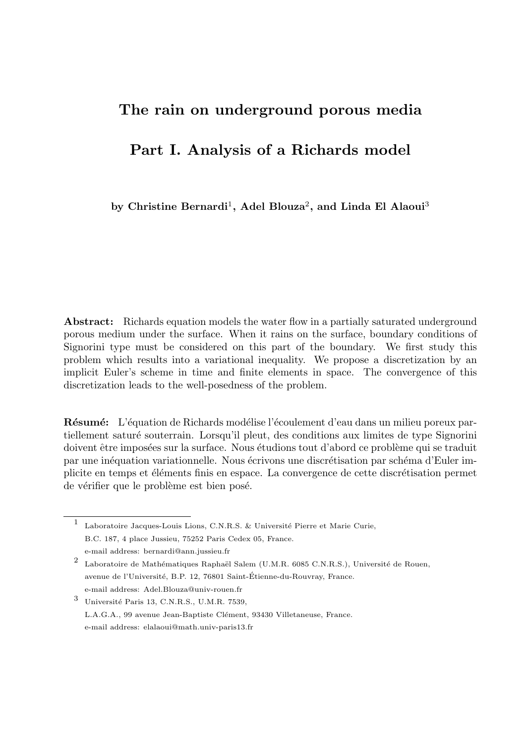# The rain on underground porous media

# Part I. Analysis of a Richards model

**by Christine Bernardi[1], Adel Blouza[2], and Linda El Alaoui[3]**

**Abstract:** Richards equation models the water flow in a partially saturated underground porous medium under the surface. When it rains on the surface, boundary conditions of Signorini type must be considered on this part of the boundary. We first study this problem which results into a variational inequality. We propose a discretization by an implicit Euler's scheme in time and finite elements in space. The convergence of this discretization leads to the well-posedness of the problem.

**Résumé:** L'équation de Richards modélise l'écoulement d'eau dans un milieu poreux partiellement saturé souterrain. Lorsqu'il pleut, des conditions aux limites de type Signorini doivent être imposées sur la surface. Nous étudions tout d'abord ce problème qui se traduit par une inéquation variationnelle. Nous écrivons une discrétisation par schéma d'Euler implicite en temps et éléments finis en espace. La convergence de cette discrétisation permet de vérifier que le problème est bien posé.

---

[1] Laboratoire Jacques-Louis Lions, C.N.R.S. & Université Pierre et Marie Curie, B.C. 187, 4 place Jussieu, 75252 Paris Cedex 05, France.
e-mail address: bernardi@ann.jussieu.fr

[2] Laboratoire de Mathématiques Raphaël Salem (U.M.R. 6085 C.N.R.S.), Université de Rouen, avenue de l'Université, B.P. 12, 76801 Saint-Étienne-du-Rouvray, France.
e-mail address: Adel.Blouza@univ-rouen.fr

[3] Université Paris 13, C.N.R.S., U.M.R. 7539, L.A.G.A., 99 avenue Jean-Baptiste Clément, 93430 Villetaneuse, France.
e-mail address: elalaoui@math.univ-paris13.fr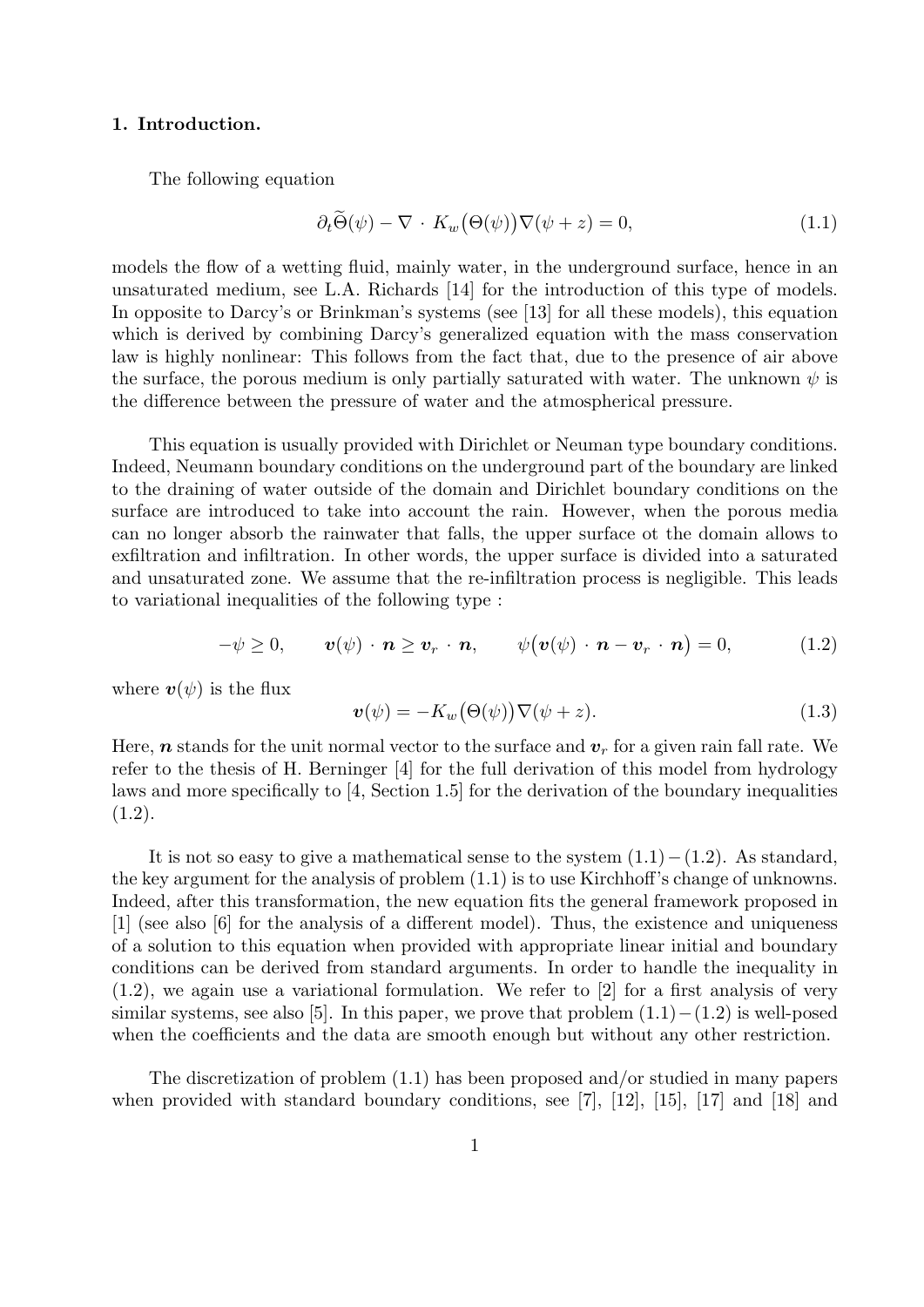## 1. Introduction.

The following equation

$$\partial_t \widetilde{\Theta}(\psi) - \nabla \cdot K_w\big(\Theta(\psi)\big)\nabla(\psi + z) = 0, \tag{1.1}$$

models the flow of a wetting fluid, mainly water, in the underground surface, hence in an unsaturated medium, see L.A. Richards [14] for the introduction of this type of models. In opposite to Darcy's or Brinkman's systems (see [13] for all these models), this equation which is derived by combining Darcy's generalized equation with the mass conservation law is highly nonlinear: This follows from the fact that, due to the presence of air above the surface, the porous medium is only partially saturated with water. The unknown $\psi$ is the difference between the pressure of water and the atmospherical pressure.

This equation is usually provided with Dirichlet or Neuman type boundary conditions. Indeed, Neumann boundary conditions on the underground part of the boundary are linked to the draining of water outside of the domain and Dirichlet boundary conditions on the surface are introduced to take into account the rain. However, when the porous media can no longer absorb the rainwater that falls, the upper surface ot the domain allows to exfiltration and infiltration. In other words, the upper surface is divided into a saturated and unsaturated zone. We assume that the re-infiltration process is negligible. This leads to variational inequalities of the following type :

$$-\psi \geq 0, \qquad \boldsymbol{v}(\psi) \cdot \boldsymbol{n} \geq \boldsymbol{v}_r \cdot \boldsymbol{n}, \qquad \psi\big(\boldsymbol{v}(\psi) \cdot \boldsymbol{n} - \boldsymbol{v}_r \cdot \boldsymbol{n}\big) = 0, \tag{1.2}$$

where $\boldsymbol{v}(\psi)$ is the flux

$$\boldsymbol{v}(\psi) = -K_w\big(\Theta(\psi)\big)\nabla(\psi + z). \tag{1.3}$$

Here, $\boldsymbol{n}$ stands for the unit normal vector to the surface and $\boldsymbol{v}_r$ for a given rain fall rate. We refer to the thesis of H. Berninger [4] for the full derivation of this model from hydrology laws and more specifically to [4, Section 1.5] for the derivation of the boundary inequalities (1.2).

It is not so easy to give a mathematical sense to the system (1.1) − (1.2). As standard, the key argument for the analysis of problem (1.1) is to use Kirchhoff's change of unknowns. Indeed, after this transformation, the new equation fits the general framework proposed in [1] (see also [6] for the analysis of a different model). Thus, the existence and uniqueness of a solution to this equation when provided with appropriate linear initial and boundary conditions can be derived from standard arguments. In order to handle the inequality in (1.2), we again use a variational formulation. We refer to [2] for a first analysis of very similar systems, see also [5]. In this paper, we prove that problem (1.1) − (1.2) is well-posed when the coefficients and the data are smooth enough but without any other restriction.

The discretization of problem (1.1) has been proposed and/or studied in many papers when provided with standard boundary conditions, see [7], [12], [15], [17] and [18] and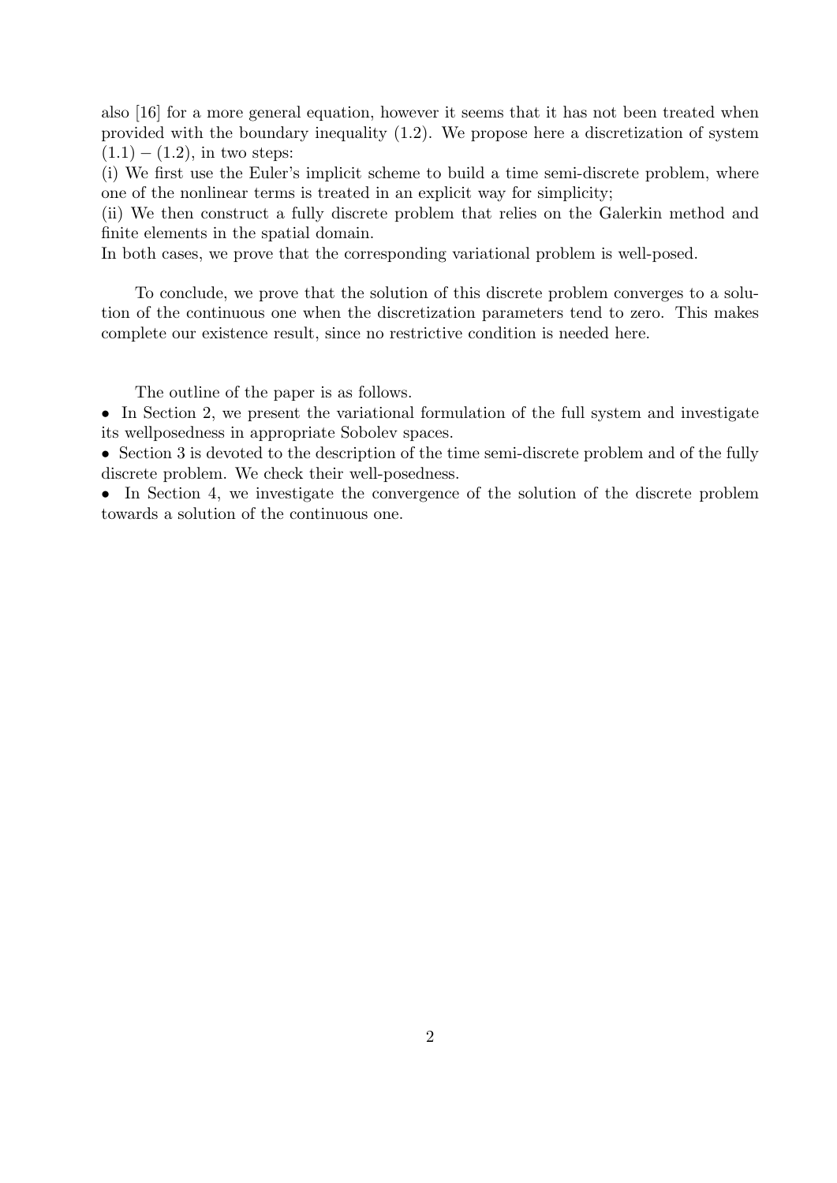also [16] for a more general equation, however it seems that it has not been treated when provided with the boundary inequality (1.2). We propose here a discretization of system $(1.1) - (1.2)$, in two steps:
(i) We first use the Euler's implicit scheme to build a time semi-discrete problem, where one of the nonlinear terms is treated in an explicit way for simplicity;
(ii) We then construct a fully discrete problem that relies on the Galerkin method and finite elements in the spatial domain.
In both cases, we prove that the corresponding variational problem is well-posed.

To conclude, we prove that the solution of this discrete problem converges to a solution of the continuous one when the discretization parameters tend to zero. This makes complete our existence result, since no restrictive condition is needed here.

The outline of the paper is as follows.

- In Section 2, we present the variational formulation of the full system and investigate its wellposedness in appropriate Sobolev spaces.
- Section 3 is devoted to the description of the time semi-discrete problem and of the fully discrete problem. We check their well-posedness.
- In Section 4, we investigate the convergence of the solution of the discrete problem towards a solution of the continuous one.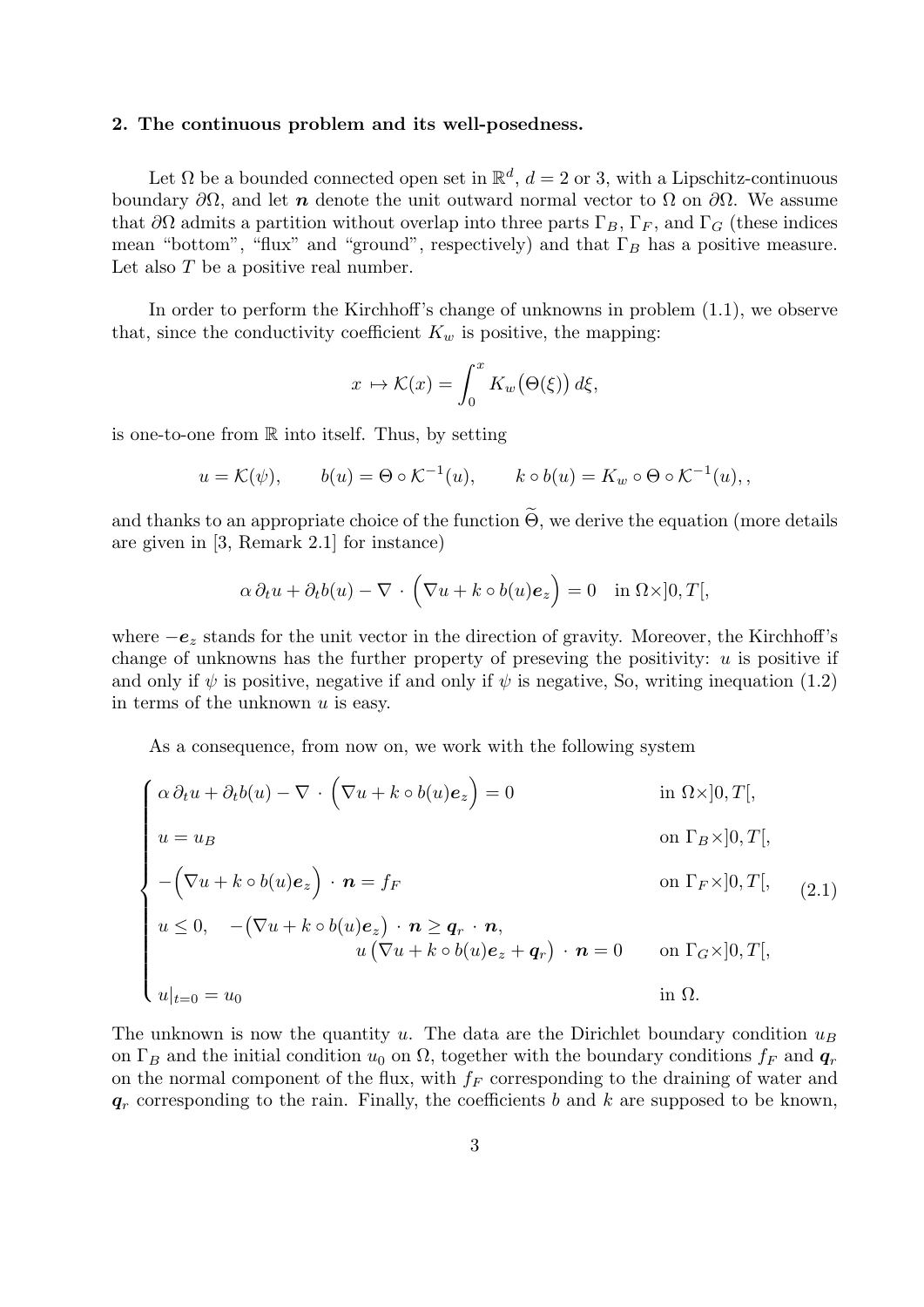**2. The continuous problem and its well-posedness.**

Let $\Omega$ be a bounded connected open set in $\mathbb{R}^d$, $d = 2$ or 3, with a Lipschitz-continuous boundary $\partial\Omega$, and let $\boldsymbol{n}$ denote the unit outward normal vector to $\Omega$ on $\partial\Omega$. We assume that $\partial\Omega$ admits a partition without overlap into three parts $\Gamma_B$, $\Gamma_F$, and $\Gamma_G$ (these indices mean "bottom", "flux" and "ground", respectively) and that $\Gamma_B$ has a positive measure. Let also $T$ be a positive real number.

In order to perform the Kirchhoff's change of unknowns in problem (1.1), we observe that, since the conductivity coefficient $K_w$ is positive, the mapping:

$$x \mapsto \mathcal{K}(x) = \int_0^x K_w\big(\Theta(\xi)\big)\, d\xi,$$

is one-to-one from $\mathbb{R}$ into itself. Thus, by setting

$$u = \mathcal{K}(\psi), \qquad b(u) = \Theta \circ \mathcal{K}^{-1}(u), \qquad k \circ b(u) = K_w \circ \Theta \circ \mathcal{K}^{-1}(u),,$$

and thanks to an appropriate choice of the function $\widetilde{\Theta}$, we derive the equation (more details are given in [3, Remark 2.1] for instance)

$$\alpha\, \partial_t u + \partial_t b(u) - \nabla \cdot \Big(\nabla u + k \circ b(u) \boldsymbol{e}_z\Big) = 0 \quad \text{in } \Omega \times ]0, T[,$$

where $-\boldsymbol{e}_z$ stands for the unit vector in the direction of gravity. Moreover, the Kirchhoff's change of unknowns has the further property of preseving the positivity: $u$ is positive if and only if $\psi$ is positive, negative if and only if $\psi$ is negative, So, writing inequation (1.2) in terms of the unknown $u$ is easy.

As a consequence, from now on, we work with the following system

$$\begin{cases} \alpha\, \partial_t u + \partial_t b(u) - \nabla \cdot \Big(\nabla u + k \circ b(u) \boldsymbol{e}_z\Big) = 0 & \text{in } \Omega \times ]0, T[, \\ u = u_B & \text{on } \Gamma_B \times ]0, T[, \\ -\Big(\nabla u + k \circ b(u) \boldsymbol{e}_z\Big) \cdot \boldsymbol{n} = f_F & \text{on } \Gamma_F \times ]0, T[, \\ u \le 0, \quad -\big(\nabla u + k \circ b(u) \boldsymbol{e}_z\big) \cdot \boldsymbol{n} \ge \boldsymbol{q}_r \cdot \boldsymbol{n}, & \\ \qquad\qquad u\, \big(\nabla u + k \circ b(u) \boldsymbol{e}_z + \boldsymbol{q}_r\big) \cdot \boldsymbol{n} = 0 & \text{on } \Gamma_G \times ]0, T[, \\ u|_{t=0} = u_0 & \text{in } \Omega. \end{cases} \tag{2.1}$$

The unknown is now the quantity $u$. The data are the Dirichlet boundary condition $u_B$ on $\Gamma_B$ and the initial condition $u_0$ on $\Omega$, together with the boundary conditions $f_F$ and $\boldsymbol{q}_r$ on the normal component of the flux, with $f_F$ corresponding to the draining of water and $\boldsymbol{q}_r$ corresponding to the rain. Finally, the coefficients $b$ and $k$ are supposed to be known,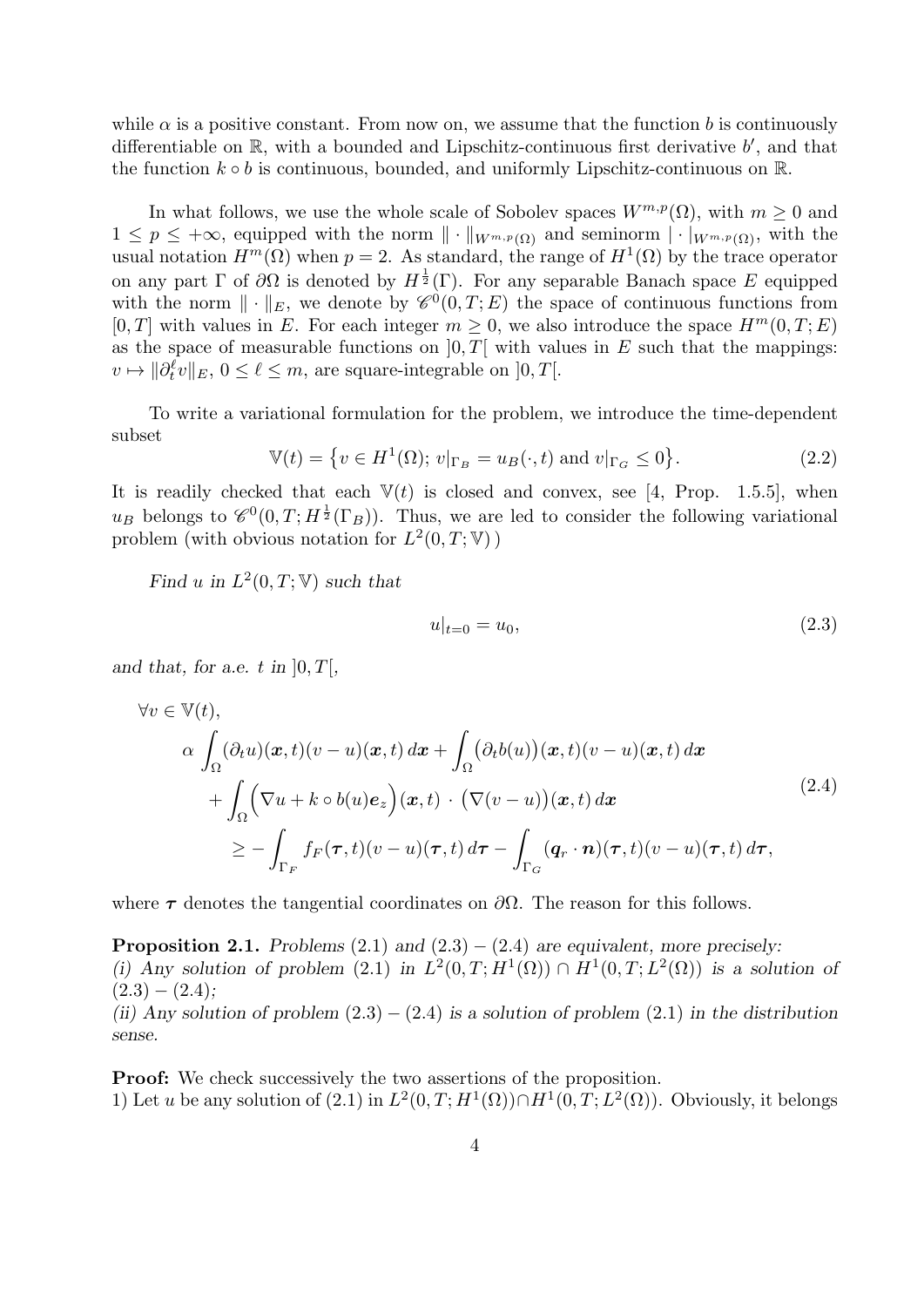while $\alpha$ is a positive constant. From now on, we assume that the function $b$ is continuously differentiable on $\mathbb{R}$, with a bounded and Lipschitz-continuous first derivative $b'$, and that the function $k \circ b$ is continuous, bounded, and uniformly Lipschitz-continuous on $\mathbb{R}$.

In what follows, we use the whole scale of Sobolev spaces $W^{m,p}(\Omega)$, with $m \geq 0$ and $1 \leq p \leq +\infty$, equipped with the norm $\|\cdot\|_{W^{m,p}(\Omega)}$ and seminorm $|\cdot|_{W^{m,p}(\Omega)}$, with the usual notation $H^m(\Omega)$ when $p = 2$. As standard, the range of $H^1(\Omega)$ by the trace operator on any part $\Gamma$ of $\partial\Omega$ is denoted by $H^{\frac{1}{2}}(\Gamma)$. For any separable Banach space $E$ equipped with the norm $\|\cdot\|_E$, we denote by $\mathscr{C}^0(0,T;E)$ the space of continuous functions from $[0,T]$ with values in $E$. For each integer $m \geq 0$, we also introduce the space $H^m(0,T;E)$ as the space of measurable functions on $]0,T[$ with values in $E$ such that the mappings: $v \mapsto \|\partial_t^\ell v\|_E$, $0 \leq \ell \leq m$, are square-integrable on $]0,T[$.

To write a variational formulation for the problem, we introduce the time-dependent subset

$$\mathbb{V}(t) = \left\{ v \in H^1(\Omega);\ v|_{\Gamma_B} = u_B(\cdot,t) \text{ and } v|_{\Gamma_G} \leq 0 \right\}. \tag{2.2}$$

It is readily checked that each $\mathbb{V}(t)$ is closed and convex, see [4, Prop. 1.5.5], when $u_B$ belongs to $\mathscr{C}^0(0,T;H^{\frac{1}{2}}(\Gamma_B))$. Thus, we are led to consider the following variational problem (with obvious notation for $L^2(0,T;\mathbb{V})$)

*Find $u$ in $L^2(0,T;\mathbb{V})$ such that*

$$u|_{t=0} = u_0, \tag{2.3}$$

*and that, for a.e. $t$ in $]0,T[$,*

$$\begin{aligned}
&\forall v \in \mathbb{V}(t),\\
&\quad \alpha \int_\Omega (\partial_t u)(\boldsymbol{x},t)(v-u)(\boldsymbol{x},t)\,d\boldsymbol{x} + \int_\Omega \big(\partial_t b(u)\big)(\boldsymbol{x},t)(v-u)(\boldsymbol{x},t)\,d\boldsymbol{x}\\
&\quad + \int_\Omega \Big(\nabla u + k \circ b(u)\boldsymbol{e}_z\Big)(\boldsymbol{x},t) \cdot \big(\nabla(v-u)\big)(\boldsymbol{x},t)\,d\boldsymbol{x}\\
&\qquad \geq -\int_{\Gamma_F} f_F(\boldsymbol{\tau},t)(v-u)(\boldsymbol{\tau},t)\,d\boldsymbol{\tau} - \int_{\Gamma_G} (\boldsymbol{q}_r \cdot \boldsymbol{n})(\boldsymbol{\tau},t)(v-u)(\boldsymbol{\tau},t)\,d\boldsymbol{\tau},
\end{aligned} \tag{2.4}$$

where $\boldsymbol{\tau}$ denotes the tangential coordinates on $\partial\Omega$. The reason for this follows.

**Proposition 2.1.** *Problems (2.1) and (2.3) – (2.4) are equivalent, more precisely:*
*(i) Any solution of problem (2.1) in $L^2(0,T;H^1(\Omega)) \cap H^1(0,T;L^2(\Omega))$ is a solution of (2.3) – (2.4);*
*(ii) Any solution of problem (2.3) – (2.4) is a solution of problem (2.1) in the distribution sense.*

**Proof:** We check successively the two assertions of the proposition.
1) Let $u$ be any solution of (2.1) in $L^2(0,T;H^1(\Omega)) \cap H^1(0,T;L^2(\Omega))$. Obviously, it belongs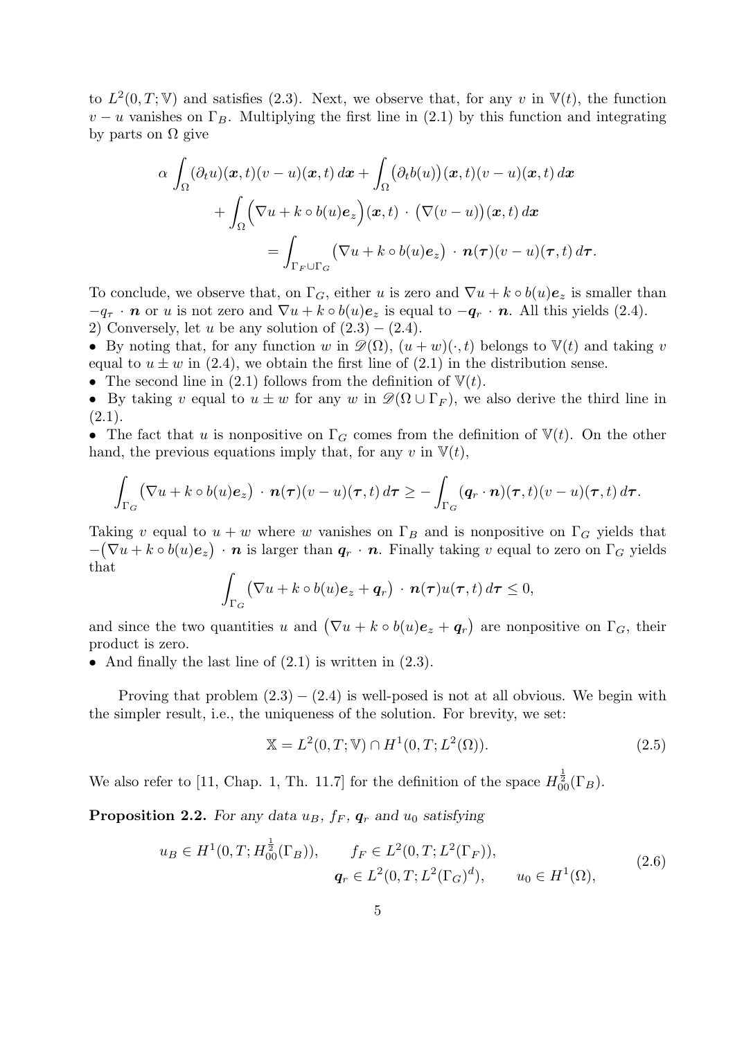to $L^2(0,T;\mathbb{V})$ and satisfies (2.3). Next, we observe that, for any $v$ in $\mathbb{V}(t)$, the function $v-u$ vanishes on $\Gamma_B$. Multiplying the first line in (2.1) by this function and integrating by parts on $\Omega$ give

$$\alpha \int_\Omega (\partial_t u)(\boldsymbol{x},t)(v-u)(\boldsymbol{x},t)\,d\boldsymbol{x} + \int_\Omega \big(\partial_t b(u)\big)(\boldsymbol{x},t)(v-u)(\boldsymbol{x},t)\,d\boldsymbol{x}$$
$$+ \int_\Omega \Big(\nabla u + k\circ b(u)\boldsymbol{e}_z\Big)(\boldsymbol{x},t)\,\cdot\,\big(\nabla(v-u)\big)(\boldsymbol{x},t)\,d\boldsymbol{x}$$
$$= \int_{\Gamma_F\cup\Gamma_G} \big(\nabla u + k\circ b(u)\boldsymbol{e}_z\big)\,\cdot\,\boldsymbol{n}(\boldsymbol{\tau})(v-u)(\boldsymbol{\tau},t)\,d\boldsymbol{\tau}.$$

To conclude, we observe that, on $\Gamma_G$, either $u$ is zero and $\nabla u + k\circ b(u)\boldsymbol{e}_z$ is smaller than $-q_\tau\cdot\boldsymbol{n}$ or $u$ is not zero and $\nabla u + k\circ b(u)\boldsymbol{e}_z$ is equal to $-\boldsymbol{q}_r\cdot\boldsymbol{n}$. All this yields (2.4).
2) Conversely, let $u$ be any solution of (2.3) – (2.4).

- By noting that, for any function $w$ in $\mathscr{D}(\Omega)$, $(u+w)(\cdot,t)$ belongs to $\mathbb{V}(t)$ and taking $v$ equal to $u\pm w$ in (2.4), we obtain the first line of (2.1) in the distribution sense.
- The second line in (2.1) follows from the definition of $\mathbb{V}(t)$.
- By taking $v$ equal to $u\pm w$ for any $w$ in $\mathscr{D}(\Omega\cup\Gamma_F)$, we also derive the third line in (2.1).
- The fact that $u$ is nonpositive on $\Gamma_G$ comes from the definition of $\mathbb{V}(t)$. On the other hand, the previous equations imply that, for any $v$ in $\mathbb{V}(t)$,

$$\int_{\Gamma_G} \big(\nabla u + k\circ b(u)\boldsymbol{e}_z\big)\,\cdot\,\boldsymbol{n}(\boldsymbol{\tau})(v-u)(\boldsymbol{\tau},t)\,d\boldsymbol{\tau} \geq -\int_{\Gamma_G} (\boldsymbol{q}_r\cdot\boldsymbol{n})(\boldsymbol{\tau},t)(v-u)(\boldsymbol{\tau},t)\,d\boldsymbol{\tau}.$$

Taking $v$ equal to $u+w$ where $w$ vanishes on $\Gamma_B$ and is nonpositive on $\Gamma_G$ yields that $-\big(\nabla u + k\circ b(u)\boldsymbol{e}_z\big)\cdot\boldsymbol{n}$ is larger than $\boldsymbol{q}_r\cdot\boldsymbol{n}$. Finally taking $v$ equal to zero on $\Gamma_G$ yields that

$$\int_{\Gamma_G} \big(\nabla u + k\circ b(u)\boldsymbol{e}_z + \boldsymbol{q}_r\big)\,\cdot\,\boldsymbol{n}(\boldsymbol{\tau})u(\boldsymbol{\tau},t)\,d\boldsymbol{\tau} \leq 0,$$

and since the two quantities $u$ and $\big(\nabla u + k\circ b(u)\boldsymbol{e}_z + \boldsymbol{q}_r\big)$ are nonpositive on $\Gamma_G$, their product is zero.

- And finally the last line of (2.1) is written in (2.3).

Proving that problem (2.3) – (2.4) is well-posed is not at all obvious. We begin with the simpler result, i.e., the uniqueness of the solution. For brevity, we set:

$$\mathbb{X} = L^2(0,T;\mathbb{V}) \cap H^1(0,T;L^2(\Omega)). \tag{2.5}$$

We also refer to [11, Chap. 1, Th. 11.7] for the definition of the space $H^{\frac{1}{2}}_{00}(\Gamma_B)$.

**Proposition 2.2.** *For any data $u_B$, $f_F$, $\boldsymbol{q}_r$ and $u_0$ satisfying*

$$u_B \in H^1(0,T;H^{\frac{1}{2}}_{00}(\Gamma_B)), \qquad f_F \in L^2(0,T;L^2(\Gamma_F)),$$
$$\boldsymbol{q}_r \in L^2(0,T;L^2(\Gamma_G)^d), \qquad u_0 \in H^1(\Omega), \tag{2.6}$$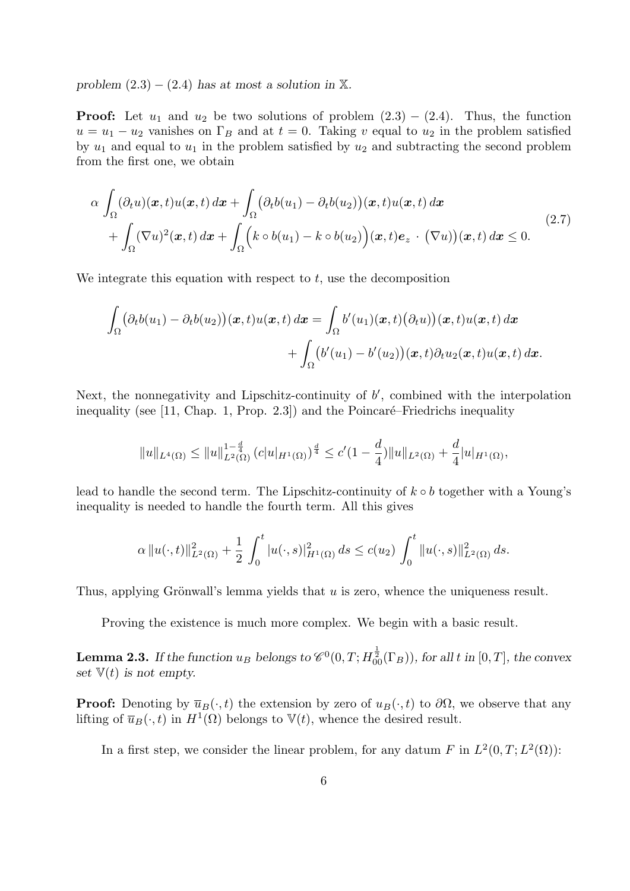*problem $(2.3) - (2.4)$ has at most a solution in $\mathbb{X}$.*

**Proof:** Let $u_1$ and $u_2$ be two solutions of problem $(2.3) - (2.4)$. Thus, the function $u = u_1 - u_2$ vanishes on $\Gamma_B$ and at $t = 0$. Taking $v$ equal to $u_2$ in the problem satisfied by $u_1$ and equal to $u_1$ in the problem satisfied by $u_2$ and subtracting the second problem from the first one, we obtain

$$
\begin{aligned}
\alpha \int_\Omega (\partial_t u)(\boldsymbol{x},t) u(\boldsymbol{x},t)\, d\boldsymbol{x} &+ \int_\Omega \big(\partial_t b(u_1) - \partial_t b(u_2)\big)(\boldsymbol{x},t) u(\boldsymbol{x},t)\, d\boldsymbol{x} \\
&+ \int_\Omega (\nabla u)^2(\boldsymbol{x},t)\, d\boldsymbol{x} + \int_\Omega \Big(k \circ b(u_1) - k \circ b(u_2)\Big)(\boldsymbol{x},t) \boldsymbol{e}_z \cdot \big(\nabla u\big)(\boldsymbol{x},t)\, d\boldsymbol{x} \leq 0.
\end{aligned}
\tag{2.7}
$$

We integrate this equation with respect to $t$, use the decomposition

$$
\begin{aligned}
\int_\Omega \big(\partial_t b(u_1) - \partial_t b(u_2)\big)(\boldsymbol{x},t) u(\boldsymbol{x},t)\, d\boldsymbol{x} &= \int_\Omega b'(u_1)(\boldsymbol{x},t)\big(\partial_t u\big)(\boldsymbol{x},t) u(\boldsymbol{x},t)\, d\boldsymbol{x} \\
&+ \int_\Omega \big(b'(u_1) - b'(u_2)\big)(\boldsymbol{x},t) \partial_t u_2(\boldsymbol{x},t) u(\boldsymbol{x},t)\, d\boldsymbol{x}.
\end{aligned}
$$

Next, the nonnegativity and Lipschitz-continuity of $b'$, combined with the interpolation inequality (see [11, Chap. 1, Prop. 2.3]) and the Poincaré–Friedrichs inequality

$$
\|u\|_{L^4(\Omega)} \leq \|u\|_{L^2(\Omega)}^{1-\frac{d}{4}} \big(c|u|_{H^1(\Omega)}\big)^{\frac{d}{4}} \leq c'(1 - \frac{d}{4})\|u\|_{L^2(\Omega)} + \frac{d}{4}|u|_{H^1(\Omega)},
$$

lead to handle the second term. The Lipschitz-continuity of $k \circ b$ together with a Young's inequality is needed to handle the fourth term. All this gives

$$
\alpha \, \|u(\cdot,t)\|_{L^2(\Omega)}^2 + \frac{1}{2} \int_0^t |u(\cdot,s)|_{H^1(\Omega)}^2 \, ds \leq c(u_2) \int_0^t \|u(\cdot,s)\|_{L^2(\Omega)}^2 \, ds.
$$

Thus, applying Grönwall's lemma yields that $u$ is zero, whence the uniqueness result.

Proving the existence is much more complex. We begin with a basic result.

**Lemma 2.3.** *If the function $u_B$ belongs to $\mathscr{C}^0(0,T; H_{00}^{\frac{1}{2}}(\Gamma_B))$, for all $t$ in $[0,T]$, the convex set $\mathbb{V}(t)$ is not empty.*

**Proof:** Denoting by $\overline{u}_B(\cdot,t)$ the extension by zero of $u_B(\cdot,t)$ to $\partial\Omega$, we observe that any lifting of $\overline{u}_B(\cdot,t)$ in $H^1(\Omega)$ belongs to $\mathbb{V}(t)$, whence the desired result.

In a first step, we consider the linear problem, for any datum $F$ in $L^2(0,T; L^2(\Omega))$: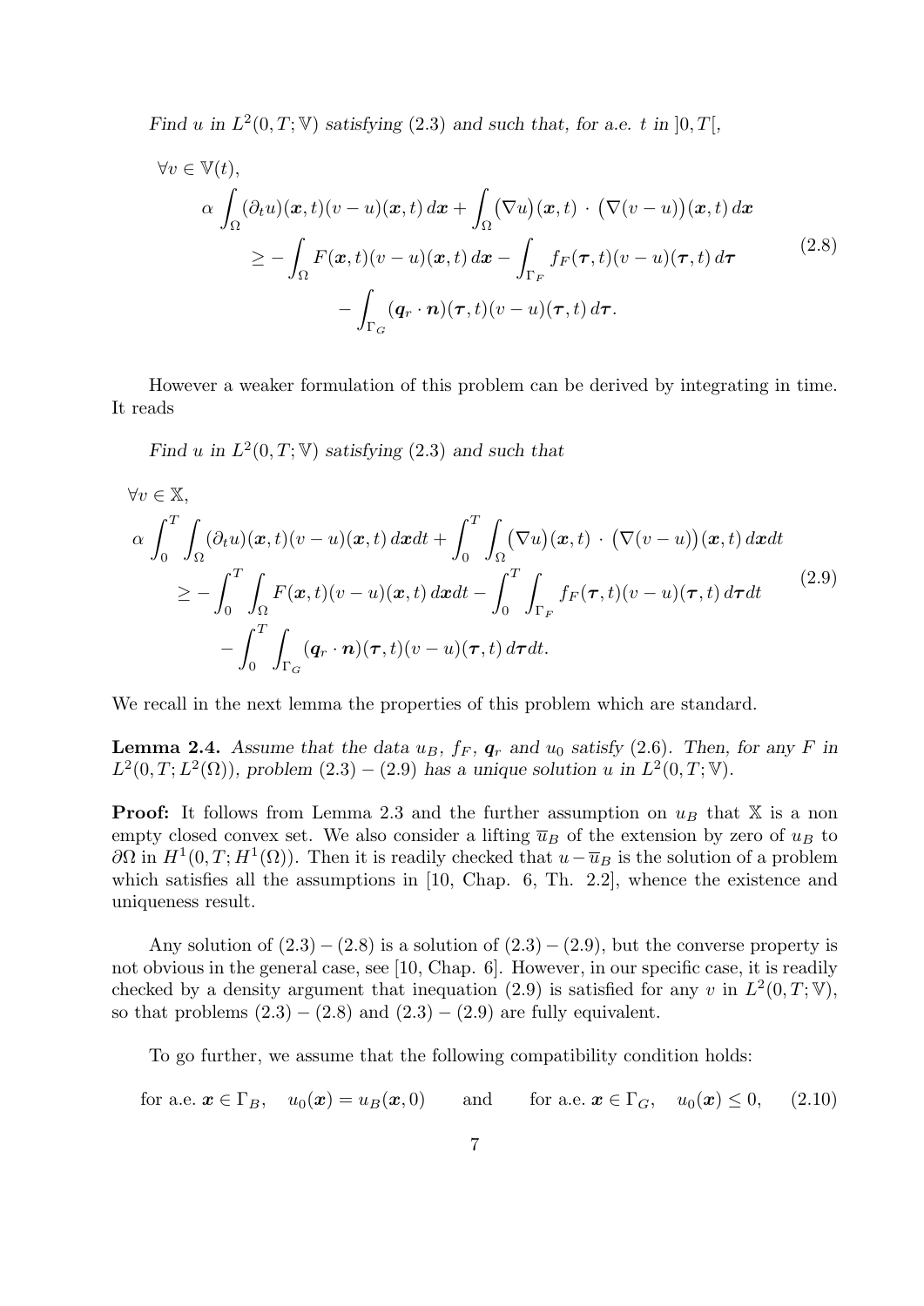*Find $u$ in $L^2(0,T;\mathbb{V})$ satisfying (2.3) and such that, for a.e. $t$ in $]0,T[$,*

$$
\begin{aligned}
&\forall v \in \mathbb{V}(t),\\
&\quad \alpha \int_\Omega (\partial_t u)(\boldsymbol{x},t)(v-u)(\boldsymbol{x},t)\,d\boldsymbol{x} + \int_\Omega \big(\nabla u\big)(\boldsymbol{x},t)\,\cdot\,\big(\nabla(v-u)\big)(\boldsymbol{x},t)\,d\boldsymbol{x}\\
&\qquad \geq -\int_\Omega F(\boldsymbol{x},t)(v-u)(\boldsymbol{x},t)\,d\boldsymbol{x} - \int_{\Gamma_F} f_F(\boldsymbol{\tau},t)(v-u)(\boldsymbol{\tau},t)\,d\boldsymbol{\tau}\\
&\qquad\quad - \int_{\Gamma_G} (\boldsymbol{q}_r\cdot\boldsymbol{n})(\boldsymbol{\tau},t)(v-u)(\boldsymbol{\tau},t)\,d\boldsymbol{\tau}.
\end{aligned}
\tag{2.8}
$$

However a weaker formulation of this problem can be derived by integrating in time. It reads

*Find $u$ in $L^2(0,T;\mathbb{V})$ satisfying (2.3) and such that*

$$
\begin{aligned}
&\forall v \in \mathbb{X},\\
&\alpha \int_0^T\int_\Omega (\partial_t u)(\boldsymbol{x},t)(v-u)(\boldsymbol{x},t)\,d\boldsymbol{x}dt + \int_0^T\int_\Omega \big(\nabla u\big)(\boldsymbol{x},t)\,\cdot\,\big(\nabla(v-u)\big)(\boldsymbol{x},t)\,d\boldsymbol{x}dt\\
&\quad \geq -\int_0^T\int_\Omega F(\boldsymbol{x},t)(v-u)(\boldsymbol{x},t)\,d\boldsymbol{x}dt - \int_0^T\int_{\Gamma_F} f_F(\boldsymbol{\tau},t)(v-u)(\boldsymbol{\tau},t)\,d\boldsymbol{\tau}dt\\
&\quad\quad - \int_0^T\int_{\Gamma_G} (\boldsymbol{q}_r\cdot\boldsymbol{n})(\boldsymbol{\tau},t)(v-u)(\boldsymbol{\tau},t)\,d\boldsymbol{\tau}dt.
\end{aligned}
\tag{2.9}
$$

We recall in the next lemma the properties of this problem which are standard.

**Lemma 2.4.** *Assume that the data $u_B$, $f_F$, $\boldsymbol{q}_r$ and $u_0$ satisfy (2.6). Then, for any $F$ in $L^2(0,T;L^2(\Omega))$, problem (2.3) – (2.9) has a unique solution $u$ in $L^2(0,T;\mathbb{V})$.*

**Proof:** It follows from Lemma 2.3 and the further assumption on $u_B$ that $\mathbb{X}$ is a non empty closed convex set. We also consider a lifting $\overline{u}_B$ of the extension by zero of $u_B$ to $\partial\Omega$ in $H^1(0,T;H^1(\Omega))$. Then it is readily checked that $u-\overline{u}_B$ is the solution of a problem which satisfies all the assumptions in [10, Chap. 6, Th. 2.2], whence the existence and uniqueness result.

Any solution of (2.3) – (2.8) is a solution of (2.3) – (2.9), but the converse property is not obvious in the general case, see [10, Chap. 6]. However, in our specific case, it is readily checked by a density argument that inequation (2.9) is satisfied for any $v$ in $L^2(0,T;\mathbb{V})$, so that problems (2.3) – (2.8) and (2.3) – (2.9) are fully equivalent.

To go further, we assume that the following compatibility condition holds:

$$
\text{for a.e. } \boldsymbol{x}\in\Gamma_B,\quad u_0(\boldsymbol{x}) = u_B(\boldsymbol{x},0) \qquad \text{and} \qquad \text{for a.e. } \boldsymbol{x}\in\Gamma_G,\quad u_0(\boldsymbol{x})\leq 0, \tag{2.10}
$$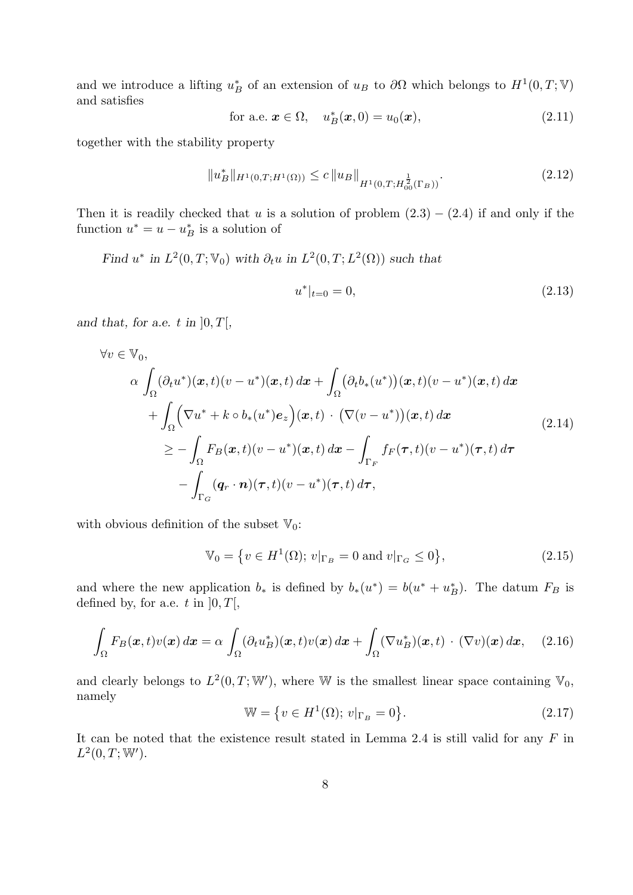and we introduce a lifting $u_B^*$ of an extension of $u_B$ to $\partial\Omega$ which belongs to $H^1(0,T;\mathbb{V})$ and satisfies

$$\text{for a.e. } \boldsymbol{x} \in \Omega, \quad u_B^*(\boldsymbol{x},0) = u_0(\boldsymbol{x}), \tag{2.11}$$

together with the stability property

$$\|u_B^*\|_{H^1(0,T;H^1(\Omega))} \le c\,\|u_B\|_{H^1(0,T;H^{\frac{1}{2}}_{00}(\Gamma_B))}. \tag{2.12}$$

Then it is readily checked that $u$ is a solution of problem $(2.3) - (2.4)$ if and only if the function $u^* = u - u_B^*$ is a solution of

*Find $u^*$ in $L^2(0,T;\mathbb{V}_0)$ with $\partial_t u$ in $L^2(0,T;L^2(\Omega))$ such that*

$$u^*|_{t=0} = 0, \tag{2.13}$$

*and that, for a.e. $t$ in $]0,T[$,*

$$\begin{aligned}
&\forall v \in \mathbb{V}_0,\\
&\quad \alpha \int_\Omega (\partial_t u^*)(\boldsymbol{x},t)(v-u^*)(\boldsymbol{x},t)\,d\boldsymbol{x} + \int_\Omega \big(\partial_t b_*(u^*)\big)(\boldsymbol{x},t)(v-u^*)(\boldsymbol{x},t)\,d\boldsymbol{x}\\
&\quad + \int_\Omega \Big(\nabla u^* + k\circ b_*(u^*)\boldsymbol{e}_z\Big)(\boldsymbol{x},t)\,\cdot\,\big(\nabla(v-u^*)\big)(\boldsymbol{x},t)\,d\boldsymbol{x}\\
&\qquad \ge -\int_\Omega F_B(\boldsymbol{x},t)(v-u^*)(\boldsymbol{x},t)\,d\boldsymbol{x} - \int_{\Gamma_F} f_F(\boldsymbol{\tau},t)(v-u^*)(\boldsymbol{\tau},t)\,d\boldsymbol{\tau}\\
&\qquad\quad - \int_{\Gamma_G} (\boldsymbol{q}_r\cdot\boldsymbol{n})(\boldsymbol{\tau},t)(v-u^*)(\boldsymbol{\tau},t)\,d\boldsymbol{\tau},
\end{aligned} \tag{2.14}$$

with obvious definition of the subset $\mathbb{V}_0$:

$$\mathbb{V}_0 = \big\{v \in H^1(\Omega);\; v|_{\Gamma_B} = 0 \text{ and } v|_{\Gamma_G} \le 0\big\}, \tag{2.15}$$

and where the new application $b_*$ is defined by $b_*(u^*) = b(u^* + u_B^*)$. The datum $F_B$ is defined by, for a.e. $t$ in $]0,T[$,

$$\int_\Omega F_B(\boldsymbol{x},t)v(\boldsymbol{x})\,d\boldsymbol{x} = \alpha\int_\Omega (\partial_t u_B^*)(\boldsymbol{x},t)v(\boldsymbol{x})\,d\boldsymbol{x} + \int_\Omega (\nabla u_B^*)(\boldsymbol{x},t)\,\cdot\,(\nabla v)(\boldsymbol{x})\,d\boldsymbol{x}, \tag{2.16}$$

and clearly belongs to $L^2(0,T;\mathbb{W}')$, where $\mathbb{W}$ is the smallest linear space containing $\mathbb{V}_0$, namely

$$\mathbb{W} = \big\{v \in H^1(\Omega);\; v|_{\Gamma_B} = 0\big\}. \tag{2.17}$$

It can be noted that the existence result stated in Lemma 2.4 is still valid for any $F$ in $L^2(0,T;\mathbb{W}')$.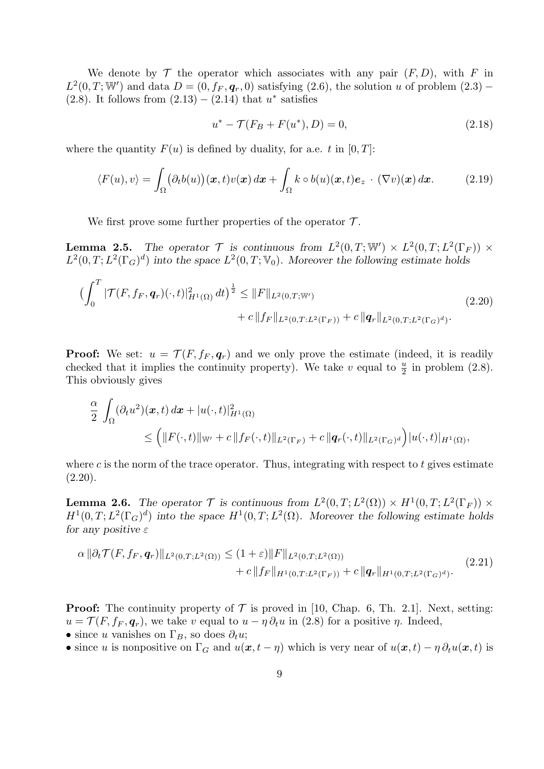We denote by $\mathcal{T}$ the operator which associates with any pair $(F, D)$, with $F$ in $L^2(0,T;\mathbb{W}')$ and data $D = (0, f_F, \boldsymbol{q}_r, 0)$ satisfying (2.6), the solution $u$ of problem (2.3) – (2.8). It follows from (2.13) – (2.14) that $u^*$ satisfies

$$u^* - \mathcal{T}(F_B + F(u^*), D) = 0, \tag{2.18}$$

where the quantity $F(u)$ is defined by duality, for a.e. $t$ in $[0,T]$:

$$\langle F(u), v \rangle = \int_\Omega \big(\partial_t b(u)\big)(\boldsymbol{x}, t) v(\boldsymbol{x})\, d\boldsymbol{x} + \int_\Omega k \circ b(u)(\boldsymbol{x}, t) \boldsymbol{e}_z \cdot (\nabla v)(\boldsymbol{x})\, d\boldsymbol{x}. \tag{2.19}$$

We first prove some further properties of the operator $\mathcal{T}$.

**Lemma 2.5.** *The operator $\mathcal{T}$ is continuous from $L^2(0,T;\mathbb{W}') \times L^2(0,T;L^2(\Gamma_F)) \times L^2(0,T;L^2(\Gamma_G)^d)$ into the space $L^2(0,T;\mathbb{V}_0)$. Moreover the following estimate holds*

$$\begin{aligned}\Big(\int_0^T |\mathcal{T}(F, f_F, \boldsymbol{q}_r)(\cdot, t)|^2_{H^1(\Omega)}\, dt\Big)^{\frac{1}{2}} \le \|F\|_{L^2(0,T;\mathbb{W}')} \\ + c\, \|f_F\|_{L^2(0,T:L^2(\Gamma_F))} + c\, \|\boldsymbol{q}_r\|_{L^2(0,T;L^2(\Gamma_G)^d)}.\end{aligned} \tag{2.20}$$

**Proof:** We set: $u = \mathcal{T}(F, f_F, \boldsymbol{q}_r)$ and we only prove the estimate (indeed, it is readily checked that it implies the continuity property). We take $v$ equal to $\frac{u}{2}$ in problem (2.8). This obviously gives

$$\begin{aligned}\frac{\alpha}{2} \int_\Omega (\partial_t u^2)(\boldsymbol{x}, t)\, d\boldsymbol{x} + |u(\cdot, t)|^2_{H^1(\Omega)} \\ \le \Big(\|F(\cdot, t)\|_{\mathbb{W}'} + c\, \|f_F(\cdot, t)\|_{L^2(\Gamma_F)} + c\, \|\boldsymbol{q}_r(\cdot, t)\|_{L^2(\Gamma_G)^d}\Big) |u(\cdot, t)|_{H^1(\Omega)},\end{aligned}$$

where $c$ is the norm of the trace operator. Thus, integrating with respect to $t$ gives estimate (2.20).

**Lemma 2.6.** *The operator $\mathcal{T}$ is continuous from $L^2(0,T;L^2(\Omega)) \times H^1(0,T;L^2(\Gamma_F)) \times H^1(0,T;L^2(\Gamma_G)^d)$ into the space $H^1(0,T;L^2(\Omega))$. Moreover the following estimate holds for any positive $\varepsilon$*

$$\begin{aligned}\alpha\, \|\partial_t \mathcal{T}(F, f_F, \boldsymbol{q}_r)\|_{L^2(0,T;L^2(\Omega))} \le (1 + \varepsilon) \|F\|_{L^2(0,T;L^2(\Omega))} \\ + c\, \|f_F\|_{H^1(0,T:L^2(\Gamma_F))} + c\, \|\boldsymbol{q}_r\|_{H^1(0,T;L^2(\Gamma_G)^d)}.\end{aligned} \tag{2.21}$$

**Proof:** The continuity property of $\mathcal{T}$ is proved in [10, Chap. 6, Th. 2.1]. Next, setting: $u = \mathcal{T}(F, f_F, \boldsymbol{q}_r)$, we take $v$ equal to $u - \eta\, \partial_t u$ in (2.8) for a positive $\eta$. Indeed,

- since $u$ vanishes on $\Gamma_B$, so does $\partial_t u$;
- since $u$ is nonpositive on $\Gamma_G$ and $u(\boldsymbol{x}, t - \eta)$ which is very near of $u(\boldsymbol{x}, t) - \eta\, \partial_t u(\boldsymbol{x}, t)$ is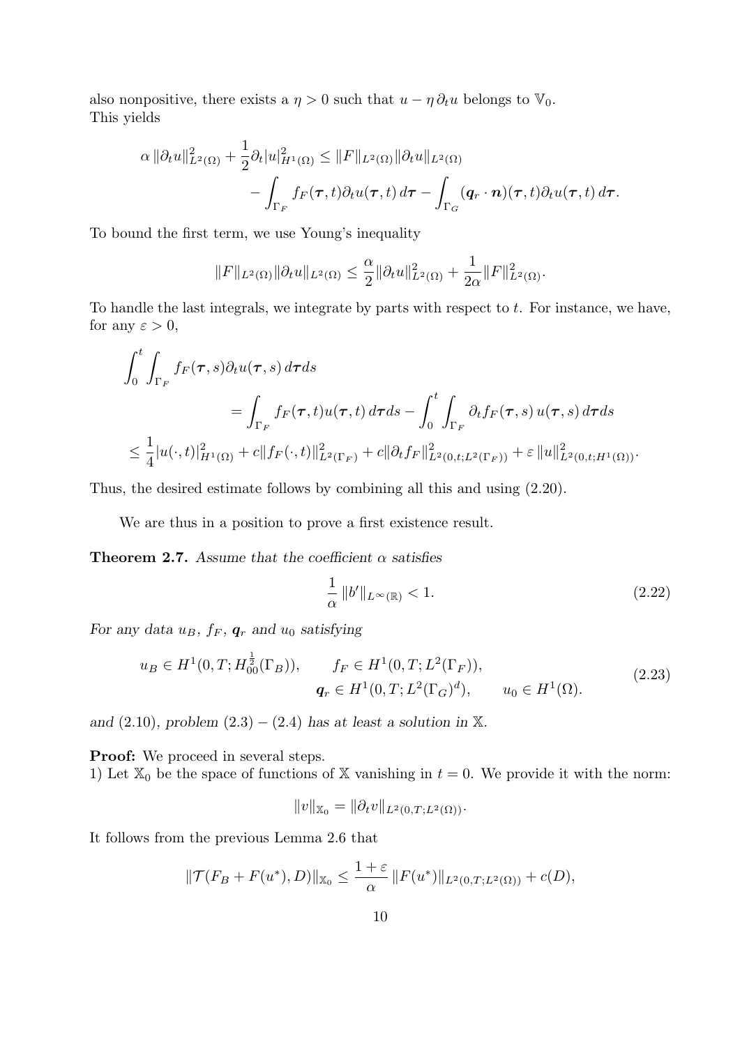also nonpositive, there exists a $\eta > 0$ such that $u - \eta\, \partial_t u$ belongs to $\mathbb{V}_0$.
This yields

$$
\alpha\, \|\partial_t u\|_{L^2(\Omega)}^2 + \frac{1}{2}\partial_t |u|_{H^1(\Omega)}^2 \leq \|F\|_{L^2(\Omega)} \|\partial_t u\|_{L^2(\Omega)} \\
- \int_{\Gamma_F} f_F(\boldsymbol{\tau}, t) \partial_t u(\boldsymbol{\tau}, t)\, d\boldsymbol{\tau} - \int_{\Gamma_G} (\boldsymbol{q}_r \cdot \boldsymbol{n})(\boldsymbol{\tau}, t) \partial_t u(\boldsymbol{\tau}, t)\, d\boldsymbol{\tau}.
$$

To bound the first term, we use Young's inequality

$$
\|F\|_{L^2(\Omega)} \|\partial_t u\|_{L^2(\Omega)} \leq \frac{\alpha}{2} \|\partial_t u\|_{L^2(\Omega)}^2 + \frac{1}{2\alpha} \|F\|_{L^2(\Omega)}^2.
$$

To handle the last integrals, we integrate by parts with respect to $t$. For instance, we have, for any $\varepsilon > 0$,

$$
\int_0^t \int_{\Gamma_F} f_F(\boldsymbol{\tau}, s) \partial_t u(\boldsymbol{\tau}, s)\, d\boldsymbol{\tau} ds \\
= \int_{\Gamma_F} f_F(\boldsymbol{\tau}, t) u(\boldsymbol{\tau}, t)\, d\boldsymbol{\tau} ds - \int_0^t \int_{\Gamma_F} \partial_t f_F(\boldsymbol{\tau}, s)\, u(\boldsymbol{\tau}, s)\, d\boldsymbol{\tau} ds \\
\leq \frac{1}{4} |u(\cdot, t)|_{H^1(\Omega)}^2 + c \|f_F(\cdot, t)\|_{L^2(\Gamma_F)}^2 + c \|\partial_t f_F\|_{L^2(0,t;L^2(\Gamma_F))}^2 + \varepsilon\, \|u\|_{L^2(0,t;H^1(\Omega))}^2.
$$

Thus, the desired estimate follows by combining all this and using (2.20).

We are thus in a position to prove a first existence result.

**Theorem 2.7.** *Assume that the coefficient $\alpha$ satisfies*

$$
\frac{1}{\alpha}\, \|b'\|_{L^\infty(\mathbb{R})} < 1. \tag{2.22}
$$

*For any data $u_B$, $f_F$, $\boldsymbol{q}_r$ and $u_0$ satisfying*

$$
\begin{aligned}
u_B \in H^1(0, T; H^{\frac{1}{2}}_{00}(\Gamma_B)), \qquad & f_F \in H^1(0, T; L^2(\Gamma_F)), \\
\boldsymbol{q}_r \in H^1(0, T; L^2(\Gamma_G)^d), \qquad & u_0 \in H^1(\Omega).
\end{aligned} \tag{2.23}
$$

*and (2.10), problem (2.3) – (2.4) has at least a solution in $\mathbb{X}$.*

**Proof:** We proceed in several steps.
1) Let $\mathbb{X}_0$ be the space of functions of $\mathbb{X}$ vanishing in $t = 0$. We provide it with the norm:

$$
\|v\|_{\mathbb{X}_0} = \|\partial_t v\|_{L^2(0,T;L^2(\Omega))}.
$$

It follows from the previous Lemma 2.6 that

$$
\|\mathcal{T}(F_B + F(u^*), D)\|_{\mathbb{X}_0} \leq \frac{1 + \varepsilon}{\alpha}\, \|F(u^*)\|_{L^2(0,T;L^2(\Omega))} + c(D),
$$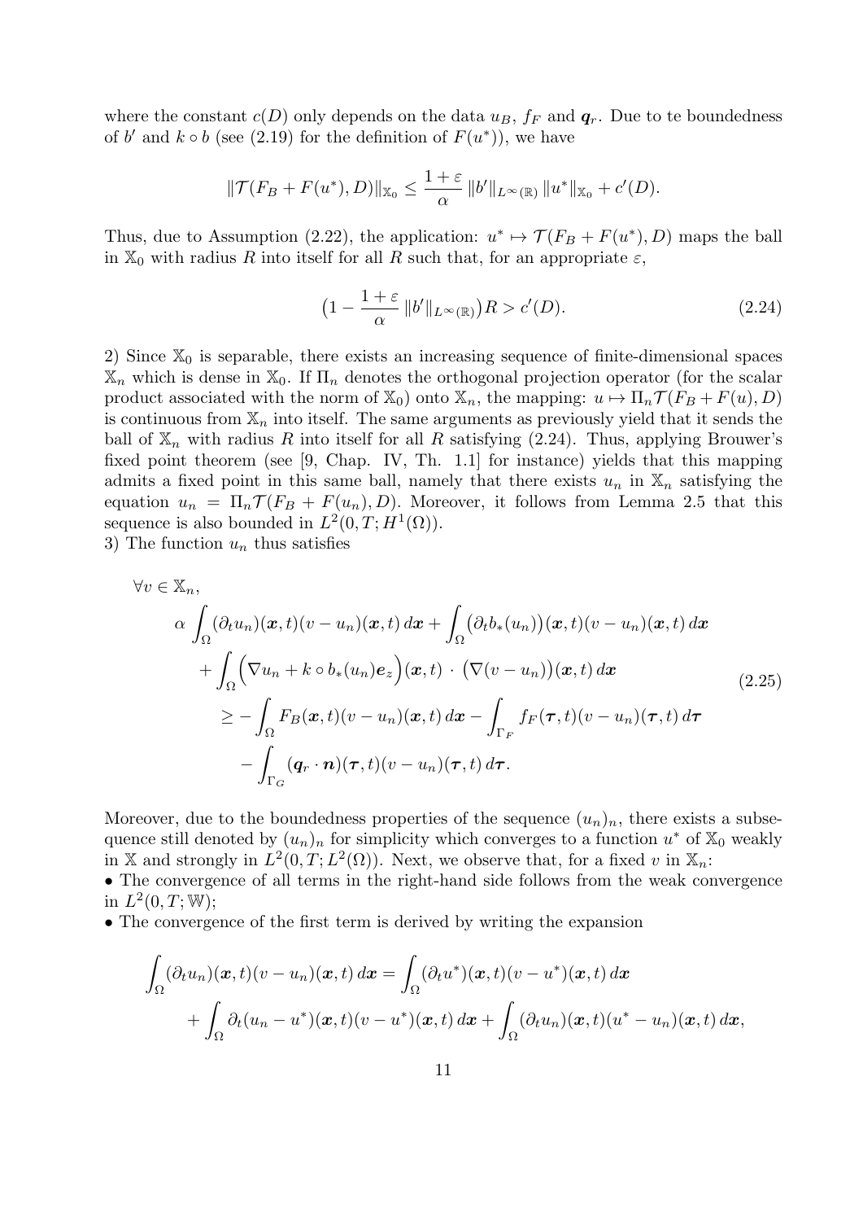where the constant $c(D)$ only depends on the data $u_B$, $f_F$ and $\boldsymbol{q}_r$. Due to te boundedness of $b'$ and $k \circ b$ (see (2.19) for the definition of $F(u^*)$), we have

$$\|\mathcal{T}(F_B + F(u^*), D)\|_{\mathbb{X}_0} \leq \frac{1+\varepsilon}{\alpha} \|b'\|_{L^\infty(\mathbb{R})} \|u^*\|_{\mathbb{X}_0} + c'(D).$$

Thus, due to Assumption (2.22), the application: $u^* \mapsto \mathcal{T}(F_B + F(u^*), D)$ maps the ball in $\mathbb{X}_0$ with radius $R$ into itself for all $R$ such that, for an appropriate $\varepsilon$,

$$\big(1 - \frac{1+\varepsilon}{\alpha} \|b'\|_{L^\infty(\mathbb{R})}\big) R > c'(D). \tag{2.24}$$

2) Since $\mathbb{X}_0$ is separable, there exists an increasing sequence of finite-dimensional spaces $\mathbb{X}_n$ which is dense in $\mathbb{X}_0$. If $\Pi_n$ denotes the orthogonal projection operator (for the scalar product associated with the norm of $\mathbb{X}_0$) onto $\mathbb{X}_n$, the mapping: $u \mapsto \Pi_n \mathcal{T}(F_B + F(u), D)$ is continuous from $\mathbb{X}_n$ into itself. The same arguments as previously yield that it sends the ball of $\mathbb{X}_n$ with radius $R$ into itself for all $R$ satisfying (2.24). Thus, applying Brouwer's fixed point theorem (see [9, Chap. IV, Th. 1.1] for instance) yields that this mapping admits a fixed point in this same ball, namely that there exists $u_n$ in $\mathbb{X}_n$ satisfying the equation $u_n = \Pi_n \mathcal{T}(F_B + F(u_n), D)$. Moreover, it follows from Lemma 2.5 that this sequence is also bounded in $L^2(0,T;H^1(\Omega))$.

3) The function $u_n$ thus satisfies

$$\begin{aligned}
&\forall v \in \mathbb{X}_n, \\
&\quad \alpha \int_\Omega (\partial_t u_n)(\boldsymbol{x},t)(v-u_n)(\boldsymbol{x},t)\,d\boldsymbol{x} + \int_\Omega \big(\partial_t b_*(u_n)\big)(\boldsymbol{x},t)(v-u_n)(\boldsymbol{x},t)\,d\boldsymbol{x} \\
&\qquad + \int_\Omega \Big(\nabla u_n + k \circ b_*(u_n)\boldsymbol{e}_z\Big)(\boldsymbol{x},t) \cdot \big(\nabla(v-u_n)\big)(\boldsymbol{x},t)\,d\boldsymbol{x} \\
&\qquad\quad \geq -\int_\Omega F_B(\boldsymbol{x},t)(v-u_n)(\boldsymbol{x},t)\,d\boldsymbol{x} - \int_{\Gamma_F} f_F(\boldsymbol{\tau},t)(v-u_n)(\boldsymbol{\tau},t)\,d\boldsymbol{\tau} \\
&\qquad\quad\quad - \int_{\Gamma_G} (\boldsymbol{q}_r \cdot \boldsymbol{n})(\boldsymbol{\tau},t)(v-u_n)(\boldsymbol{\tau},t)\,d\boldsymbol{\tau}.
\end{aligned} \tag{2.25}$$

Moreover, due to the boundedness properties of the sequence $(u_n)_n$, there exists a subsequence still denoted by $(u_n)_n$ for simplicity which converges to a function $u^*$ of $\mathbb{X}_0$ weakly in $\mathbb{X}$ and strongly in $L^2(0,T;L^2(\Omega))$. Next, we observe that, for a fixed $v$ in $\mathbb{X}_n$:

- The convergence of all terms in the right-hand side follows from the weak convergence in $L^2(0,T;\mathbb{W})$;
- The convergence of the first term is derived by writing the expansion

$$\begin{aligned}
\int_\Omega (\partial_t u_n)(\boldsymbol{x},t)(v-u_n)(\boldsymbol{x},t)\,d\boldsymbol{x} &= \int_\Omega (\partial_t u^*)(\boldsymbol{x},t)(v-u^*)(\boldsymbol{x},t)\,d\boldsymbol{x} \\
&\quad + \int_\Omega \partial_t(u_n - u^*)(\boldsymbol{x},t)(v-u^*)(\boldsymbol{x},t)\,d\boldsymbol{x} + \int_\Omega (\partial_t u_n)(\boldsymbol{x},t)(u^* - u_n)(\boldsymbol{x},t)\,d\boldsymbol{x},
\end{aligned}$$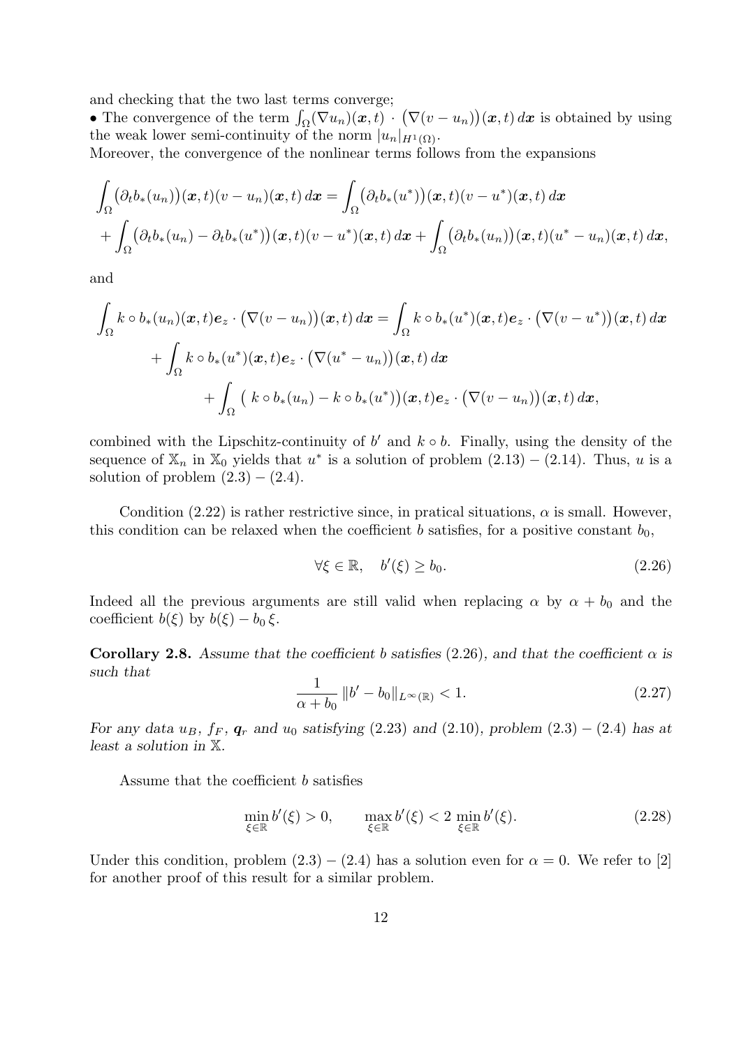and checking that the two last terms converge;

• The convergence of the term $\int_\Omega (\nabla u_n)(\boldsymbol{x},t) \cdot \big(\nabla(v-u_n)\big)(\boldsymbol{x},t)\,d\boldsymbol{x}$ is obtained by using the weak lower semi-continuity of the norm $|u_n|_{H^1(\Omega)}$.

Moreover, the convergence of the nonlinear terms follows from the expansions

$$
\begin{aligned}
\int_\Omega \big(\partial_t b_*(u_n)\big)(\boldsymbol{x},t)(v-u_n)(\boldsymbol{x},t)\,d\boldsymbol{x} &= \int_\Omega \big(\partial_t b_*(u^*)\big)(\boldsymbol{x},t)(v-u^*)(\boldsymbol{x},t)\,d\boldsymbol{x} \\
+ \int_\Omega \big(\partial_t b_*(u_n) - \partial_t b_*(u^*)\big)(\boldsymbol{x},t)(v-u^*)(\boldsymbol{x},t)\,d\boldsymbol{x} &+ \int_\Omega \big(\partial_t b_*(u_n)\big)(\boldsymbol{x},t)(u^*-u_n)(\boldsymbol{x},t)\,d\boldsymbol{x},
\end{aligned}
$$

and

$$
\begin{aligned}
\int_\Omega k\circ b_*(u_n)(\boldsymbol{x},t)\boldsymbol{e}_z \cdot \big(\nabla(v-u_n)\big)(\boldsymbol{x},t)\,d\boldsymbol{x} &= \int_\Omega k\circ b_*(u^*)(\boldsymbol{x},t)\boldsymbol{e}_z \cdot \big(\nabla(v-u^*)\big)(\boldsymbol{x},t)\,d\boldsymbol{x} \\
&+ \int_\Omega k\circ b_*(u^*)(\boldsymbol{x},t)\boldsymbol{e}_z \cdot \big(\nabla(u^*-u_n)\big)(\boldsymbol{x},t)\,d\boldsymbol{x} \\
&+ \int_\Omega \big(\,k\circ b_*(u_n) - k\circ b_*(u^*)\big)(\boldsymbol{x},t)\boldsymbol{e}_z \cdot \big(\nabla(v-u_n)\big)(\boldsymbol{x},t)\,d\boldsymbol{x},
\end{aligned}
$$

combined with the Lipschitz-continuity of $b'$ and $k\circ b$. Finally, using the density of the sequence of $\mathbb{X}_n$ in $\mathbb{X}_0$ yields that $u^*$ is a solution of problem (2.13) – (2.14). Thus, $u$ is a solution of problem (2.3) – (2.4).

Condition (2.22) is rather restrictive since, in pratical situations, $\alpha$ is small. However, this condition can be relaxed when the coefficient $b$ satisfies, for a positive constant $b_0$,

$$
\forall \xi \in \mathbb{R}, \quad b'(\xi) \geq b_0. \tag{2.26}
$$

Indeed all the previous arguments are still valid when replacing $\alpha$ by $\alpha + b_0$ and the coefficient $b(\xi)$ by $b(\xi) - b_0\,\xi$.

**Corollary 2.8.** *Assume that the coefficient $b$ satisfies (2.26), and that the coefficient $\alpha$ is such that*

$$
\frac{1}{\alpha + b_0}\,\|b' - b_0\|_{L^\infty(\mathbb{R})} < 1. \tag{2.27}
$$

*For any data $u_B$, $f_F$, $\boldsymbol{q}_r$ and $u_0$ satisfying (2.23) and (2.10), problem (2.3) – (2.4) has at least a solution in $\mathbb{X}$.*

Assume that the coefficient $b$ satisfies

$$
\min_{\xi\in\mathbb{R}} b'(\xi) > 0, \qquad \max_{\xi\in\mathbb{R}} b'(\xi) < 2\,\min_{\xi\in\mathbb{R}} b'(\xi). \tag{2.28}
$$

Under this condition, problem (2.3) – (2.4) has a solution even for $\alpha = 0$. We refer to [2] for another proof of this result for a similar problem.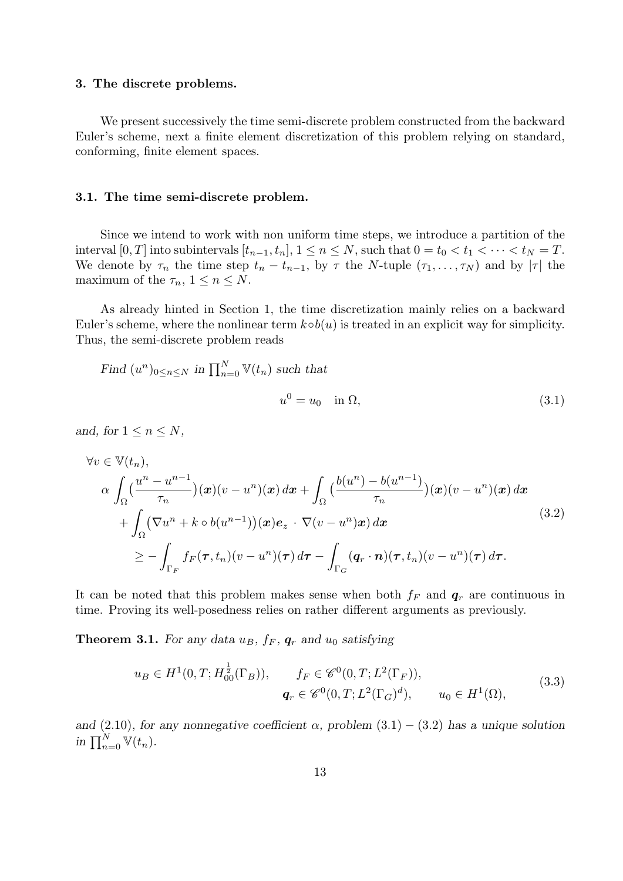### 3. The discrete problems.

We present successively the time semi-discrete problem constructed from the backward Euler's scheme, next a finite element discretization of this problem relying on standard, conforming, finite element spaces.

#### 3.1. The time semi-discrete problem.

Since we intend to work with non uniform time steps, we introduce a partition of the interval $[0, T]$ into subintervals $[t_{n-1}, t_n]$, $1 \leq n \leq N$, such that $0 = t_0 < t_1 < \cdots < t_N = T$. We denote by $\tau_n$ the time step $t_n - t_{n-1}$, by $\tau$ the $N$-tuple $(\tau_1, \ldots, \tau_N)$ and by $|\tau|$ the maximum of the $\tau_n$, $1 \leq n \leq N$.

As already hinted in Section 1, the time discretization mainly relies on a backward Euler's scheme, where the nonlinear term $k \circ b(u)$ is treated in an explicit way for simplicity. Thus, the semi-discrete problem reads

*Find* $(u^n)_{0 \leq n \leq N}$ *in* $\prod_{n=0}^{N} \mathbb{V}(t_n)$ *such that*

$$u^0 = u_0 \quad \text{in } \Omega, \tag{3.1}$$

*and, for* $1 \leq n \leq N$,

$$\begin{aligned}
&\forall v \in \mathbb{V}(t_n),\\
&\alpha \int_\Omega \big(\frac{u^n - u^{n-1}}{\tau_n}\big)(\boldsymbol{x})(v - u^n)(\boldsymbol{x})\, d\boldsymbol{x} + \int_\Omega \big(\frac{b(u^n) - b(u^{n-1})}{\tau_n}\big)(\boldsymbol{x})(v - u^n)(\boldsymbol{x})\, d\boldsymbol{x}\\
&\quad + \int_\Omega \big(\nabla u^n + k \circ b(u^{n-1})\big)(\boldsymbol{x})\boldsymbol{e}_z \cdot \nabla(v - u^n)\boldsymbol{x})\, d\boldsymbol{x}\\
&\qquad \geq - \int_{\Gamma_F} f_F(\boldsymbol{\tau}, t_n)(v - u^n)(\boldsymbol{\tau})\, d\boldsymbol{\tau} - \int_{\Gamma_G} (\boldsymbol{q}_r \cdot \boldsymbol{n})(\boldsymbol{\tau}, t_n)(v - u^n)(\boldsymbol{\tau})\, d\boldsymbol{\tau}.
\end{aligned} \tag{3.2}$$

It can be noted that this problem makes sense when both $f_F$ and $\boldsymbol{q}_r$ are continuous in time. Proving its well-posedness relies on rather different arguments as previously.

**Theorem 3.1.** *For any data* $u_B$, $f_F$, $\boldsymbol{q}_r$ *and* $u_0$ *satisfying*

$$u_B \in H^1(0, T; H_{00}^{\frac{1}{2}}(\Gamma_B)), \qquad f_F \in \mathscr{C}^0(0, T; L^2(\Gamma_F)),$$
$$\boldsymbol{q}_r \in \mathscr{C}^0(0, T; L^2(\Gamma_G)^d), \qquad u_0 \in H^1(\Omega), \tag{3.3}$$

*and* (2.10), *for any nonnegative coefficient* $\alpha$, *problem* (3.1) − (3.2) *has a unique solution in* $\prod_{n=0}^{N} \mathbb{V}(t_n)$.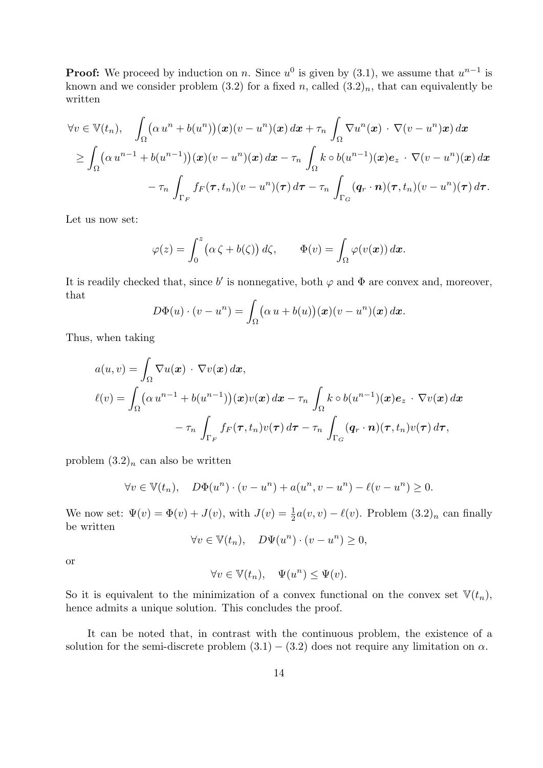**Proof:** We proceed by induction on $n$. Since $u^0$ is given by (3.1), we assume that $u^{n-1}$ is known and we consider problem (3.2) for a fixed $n$, called $(3.2)_n$, that can equivalently be written

$$
\begin{aligned}
\forall v \in \mathbb{V}(t_n), \quad & \int_\Omega \big(\alpha\, u^n + b(u^n)\big)(\boldsymbol{x})(v - u^n)(\boldsymbol{x})\, d\boldsymbol{x} + \tau_n \int_\Omega \nabla u^n(\boldsymbol{x}) \cdot \nabla(v - u^n)\boldsymbol{x})\, d\boldsymbol{x} \\
\geq & \int_\Omega \big(\alpha\, u^{n-1} + b(u^{n-1})\big)(\boldsymbol{x})(v - u^n)(\boldsymbol{x})\, d\boldsymbol{x} - \tau_n \int_\Omega k \circ b(u^{n-1})(\boldsymbol{x})\boldsymbol{e}_z \cdot \nabla(v - u^n)(\boldsymbol{x})\, d\boldsymbol{x} \\
& - \tau_n \int_{\Gamma_F} f_F(\boldsymbol{\tau}, t_n)(v - u^n)(\boldsymbol{\tau})\, d\boldsymbol{\tau} - \tau_n \int_{\Gamma_G} (\boldsymbol{q}_r \cdot \boldsymbol{n})(\boldsymbol{\tau}, t_n)(v - u^n)(\boldsymbol{\tau})\, d\boldsymbol{\tau}.
\end{aligned}
$$

Let us now set:

$$
\varphi(z) = \int_0^z \big(\alpha\, \zeta + b(\zeta)\big)\, d\zeta, \qquad \Phi(v) = \int_\Omega \varphi(v(\boldsymbol{x}))\, d\boldsymbol{x}.
$$

It is readily checked that, since $b'$ is nonnegative, both $\varphi$ and $\Phi$ are convex and, moreover, that

$$
D\Phi(u) \cdot (v - u^n) = \int_\Omega \big(\alpha\, u + b(u)\big)(\boldsymbol{x})(v - u^n)(\boldsymbol{x})\, d\boldsymbol{x}.
$$

Thus, when taking

$$
\begin{aligned}
a(u, v) &= \int_\Omega \nabla u(\boldsymbol{x}) \cdot \nabla v(\boldsymbol{x})\, d\boldsymbol{x}, \\
\ell(v) &= \int_\Omega \big(\alpha\, u^{n-1} + b(u^{n-1})\big)(\boldsymbol{x}) v(\boldsymbol{x})\, d\boldsymbol{x} - \tau_n \int_\Omega k \circ b(u^{n-1})(\boldsymbol{x})\boldsymbol{e}_z \cdot \nabla v(\boldsymbol{x})\, d\boldsymbol{x} \\
& \qquad - \tau_n \int_{\Gamma_F} f_F(\boldsymbol{\tau}, t_n) v(\boldsymbol{\tau})\, d\boldsymbol{\tau} - \tau_n \int_{\Gamma_G} (\boldsymbol{q}_r \cdot \boldsymbol{n})(\boldsymbol{\tau}, t_n) v(\boldsymbol{\tau})\, d\boldsymbol{\tau},
\end{aligned}
$$

problem $(3.2)_n$ can also be written

$$
\forall v \in \mathbb{V}(t_n), \quad D\Phi(u^n) \cdot (v - u^n) + a(u^n, v - u^n) - \ell(v - u^n) \geq 0.
$$

We now set: $\Psi(v) = \Phi(v) + J(v)$, with $J(v) = \frac{1}{2} a(v, v) - \ell(v)$. Problem $(3.2)_n$ can finally be written

$$
\forall v \in \mathbb{V}(t_n), \quad D\Psi(u^n) \cdot (v - u^n) \geq 0,
$$

or

$$
\forall v \in \mathbb{V}(t_n), \quad \Psi(u^n) \leq \Psi(v).
$$

So it is equivalent to the minimization of a convex functional on the convex set $\mathbb{V}(t_n)$, hence admits a unique solution. This concludes the proof.

It can be noted that, in contrast with the continuous problem, the existence of a solution for the semi-discrete problem (3.1) – (3.2) does not require any limitation on $\alpha$.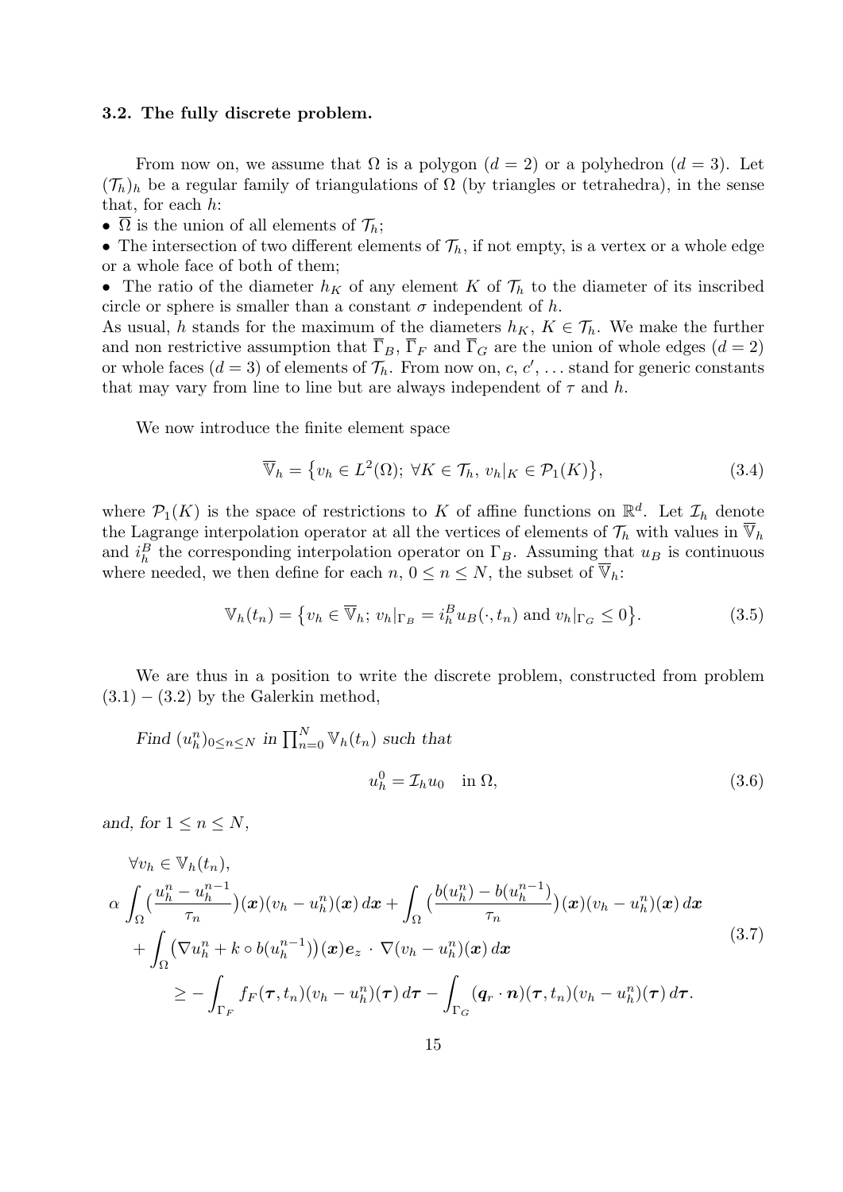### 3.2. The fully discrete problem.

From now on, we assume that $\Omega$ is a polygon ($d = 2$) or a polyhedron ($d = 3$). Let $(\mathcal{T}_h)_h$ be a regular family of triangulations of $\Omega$ (by triangles or tetrahedra), in the sense that, for each $h$:

- $\overline{\Omega}$ is the union of all elements of $\mathcal{T}_h$;
- The intersection of two different elements of $\mathcal{T}_h$, if not empty, is a vertex or a whole edge or a whole face of both of them;
- The ratio of the diameter $h_K$ of any element $K$ of $\mathcal{T}_h$ to the diameter of its inscribed circle or sphere is smaller than a constant $\sigma$ independent of $h$.

As usual, $h$ stands for the maximum of the diameters $h_K$, $K \in \mathcal{T}_h$. We make the further and non restrictive assumption that $\overline{\Gamma}_B$, $\overline{\Gamma}_F$ and $\overline{\Gamma}_G$ are the union of whole edges ($d = 2$) or whole faces ($d = 3$) of elements of $\mathcal{T}_h$. From now on, $c$, $c'$, ... stand for generic constants that may vary from line to line but are always independent of $\tau$ and $h$.

We now introduce the finite element space

$$\overline{\mathbb{V}}_h = \big\{ v_h \in L^2(\Omega);\ \forall K \in \mathcal{T}_h,\ v_h|_K \in \mathcal{P}_1(K) \big\}, \tag{3.4}$$

where $\mathcal{P}_1(K)$ is the space of restrictions to $K$ of affine functions on $\mathbb{R}^d$. Let $\mathcal{I}_h$ denote the Lagrange interpolation operator at all the vertices of elements of $\mathcal{T}_h$ with values in $\overline{\mathbb{V}}_h$ and $i_h^B$ the corresponding interpolation operator on $\Gamma_B$. Assuming that $u_B$ is continuous where needed, we then define for each $n$, $0 \leq n \leq N$, the subset of $\overline{\mathbb{V}}_h$:

$$\mathbb{V}_h(t_n) = \big\{ v_h \in \overline{\mathbb{V}}_h;\ v_h|_{\Gamma_B} = i_h^B u_B(\cdot, t_n) \text{ and } v_h|_{\Gamma_G} \leq 0 \big\}. \tag{3.5}$$

We are thus in a position to write the discrete problem, constructed from problem (3.1) – (3.2) by the Galerkin method,

*Find $(u_h^n)_{0 \leq n \leq N}$ in $\prod_{n=0}^N \mathbb{V}_h(t_n)$ such that*

$$u_h^0 = \mathcal{I}_h u_0 \quad \text{in } \Omega, \tag{3.6}$$

*and, for $1 \leq n \leq N$,*

$$\begin{aligned}
&\forall v_h \in \mathbb{V}_h(t_n),\\
&\alpha \int_\Omega \big(\frac{u_h^n - u_h^{n-1}}{\tau_n}\big)(\boldsymbol{x})(v_h - u_h^n)(\boldsymbol{x})\, d\boldsymbol{x} + \int_\Omega \big(\frac{b(u_h^n) - b(u_h^{n-1})}{\tau_n}\big)(\boldsymbol{x})(v_h - u_h^n)(\boldsymbol{x})\, d\boldsymbol{x}\\
&\quad + \int_\Omega \big(\nabla u_h^n + k \circ b(u_h^{n-1})\big)(\boldsymbol{x})\boldsymbol{e}_z \cdot \nabla(v_h - u_h^n)(\boldsymbol{x})\, d\boldsymbol{x}\\
&\qquad \geq - \int_{\Gamma_F} f_F(\boldsymbol{\tau}, t_n)(v_h - u_h^n)(\boldsymbol{\tau})\, d\boldsymbol{\tau} - \int_{\Gamma_G} (\boldsymbol{q}_r \cdot \boldsymbol{n})(\boldsymbol{\tau}, t_n)(v_h - u_h^n)(\boldsymbol{\tau})\, d\boldsymbol{\tau}.
\end{aligned} \tag{3.7}$$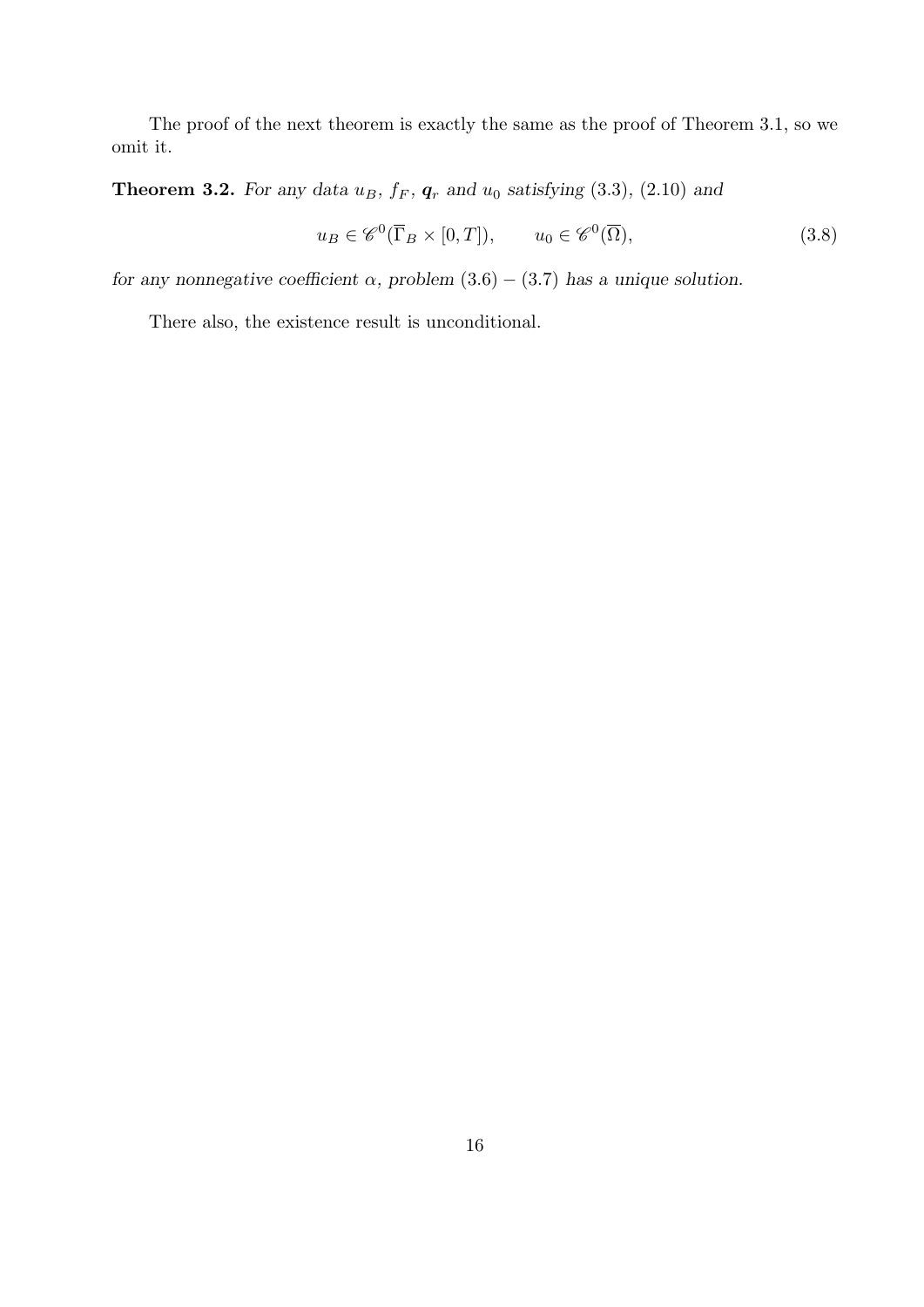The proof of the next theorem is exactly the same as the proof of Theorem 3.1, so we omit it.

**Theorem 3.2.** *For any data $u_B$, $f_F$, $\boldsymbol{q}_r$ and $u_0$ satisfying* (3.3), (2.10) *and*

$$u_B \in \mathscr{C}^0(\overline{\Gamma}_B \times [0,T]), \qquad u_0 \in \mathscr{C}^0(\overline{\Omega}), \tag{3.8}$$

*for any nonnegative coefficient $\alpha$, problem* $(3.6) - (3.7)$ *has a unique solution.*

There also, the existence result is unconditional.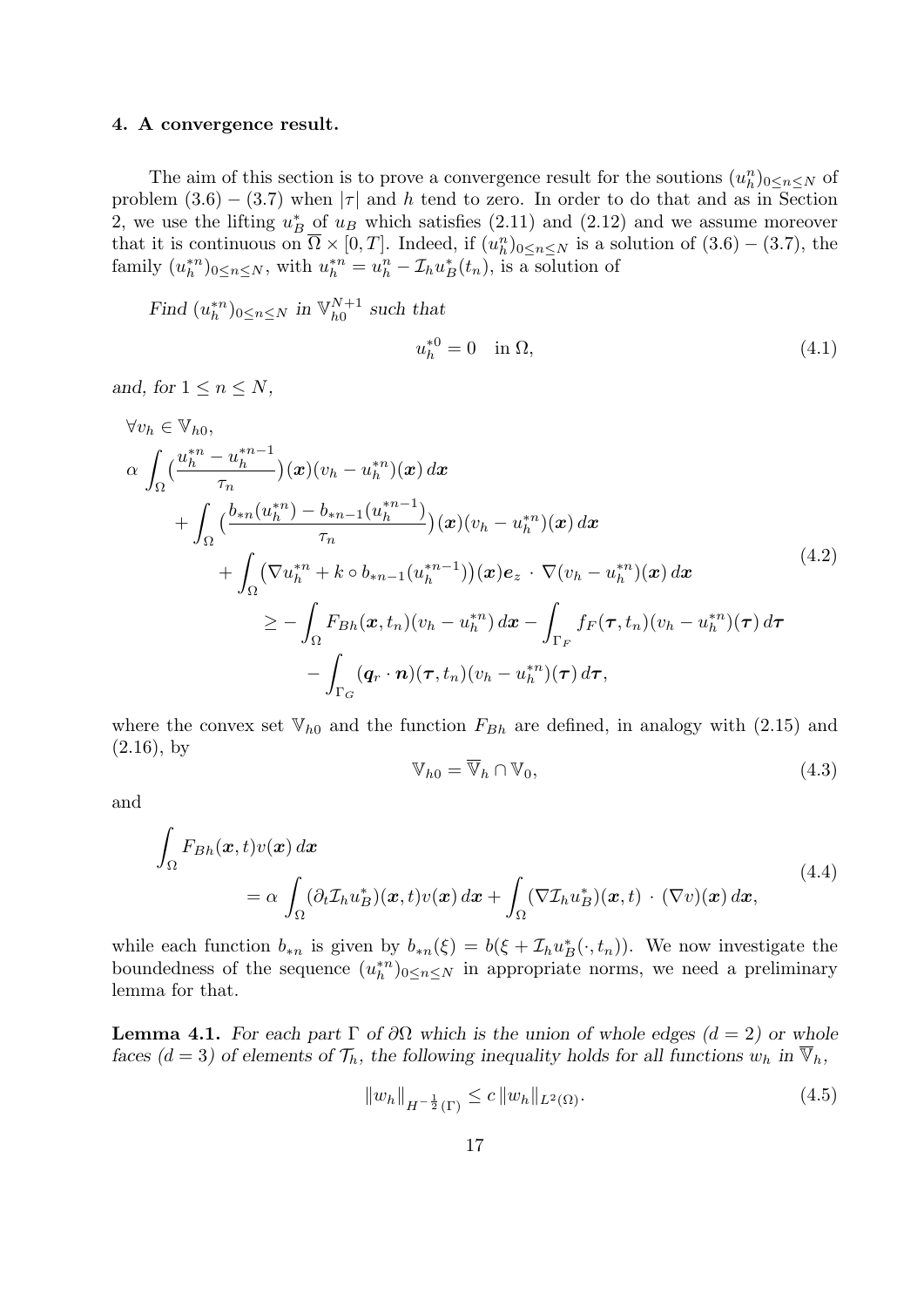## 4. A convergence result.

The aim of this section is to prove a convergence result for the soutions $(u_h^n)_{0\le n\le N}$ of problem (3.6) – (3.7) when $|\tau|$ and $h$ tend to zero. In order to do that and as in Section 2, we use the lifting $u_B^*$ of $u_B$ which satisfies (2.11) and (2.12) and we assume moreover that it is continuous on $\overline{\Omega}\times[0,T]$. Indeed, if $(u_h^n)_{0\le n\le N}$ is a solution of (3.6) – (3.7), the family $(u_h^{*n})_{0\le n\le N}$, with $u_h^{*n}=u_h^n-\mathcal{I}_h u_B^*(t_n)$, is a solution of

*Find* $(u_h^{*n})_{0\le n\le N}$ *in* $\mathbb{V}_{h0}^{N+1}$ *such that*

$$u_h^{*0}=0 \quad \text{in } \Omega, \tag{4.1}$$

*and, for* $1\le n\le N$,

$$\begin{aligned}
&\forall v_h\in\mathbb{V}_{h0},\\
&\alpha\int_\Omega\big(\frac{u_h^{*n}-u_h^{*n-1}}{\tau_n}\big)(\boldsymbol{x})(v_h-u_h^{*n})(\boldsymbol{x})\,d\boldsymbol{x}\\
&\qquad+\int_\Omega\big(\frac{b_{*n}(u_h^{*n})-b_{*n-1}(u_h^{*n-1})}{\tau_n}\big)(\boldsymbol{x})(v_h-u_h^{*n})(\boldsymbol{x})\,d\boldsymbol{x}\\
&\qquad+\int_\Omega\big(\nabla u_h^{*n}+k\circ b_{*n-1}(u_h^{*n-1})\big)(\boldsymbol{x})\boldsymbol{e}_z\cdot\nabla(v_h-u_h^{*n})(\boldsymbol{x})\,d\boldsymbol{x}\\
&\qquad\qquad\ge-\int_\Omega F_{Bh}(\boldsymbol{x},t_n)(v_h-u_h^{*n})\,d\boldsymbol{x}-\int_{\Gamma_F}f_F(\boldsymbol{\tau},t_n)(v_h-u_h^{*n})(\boldsymbol{\tau})\,d\boldsymbol{\tau}\\
&\qquad\qquad\quad-\int_{\Gamma_G}(\boldsymbol{q}_r\cdot\boldsymbol{n})(\boldsymbol{\tau},t_n)(v_h-u_h^{*n})(\boldsymbol{\tau})\,d\boldsymbol{\tau},
\end{aligned}\tag{4.2}$$

where the convex set $\mathbb{V}_{h0}$ and the function $F_{Bh}$ are defined, in analogy with (2.15) and (2.16), by

$$\mathbb{V}_{h0}=\overline{\mathbb{V}}_h\cap\mathbb{V}_0, \tag{4.3}$$

and

$$\begin{aligned}
&\int_\Omega F_{Bh}(\boldsymbol{x},t)v(\boldsymbol{x})\,d\boldsymbol{x}\\
&\qquad=\alpha\int_\Omega(\partial_t\mathcal{I}_h u_B^*)(\boldsymbol{x},t)v(\boldsymbol{x})\,d\boldsymbol{x}+\int_\Omega(\nabla\mathcal{I}_h u_B^*)(\boldsymbol{x},t)\cdot(\nabla v)(\boldsymbol{x})\,d\boldsymbol{x},
\end{aligned}\tag{4.4}$$

while each function $b_{*n}$ is given by $b_{*n}(\xi)=b(\xi+\mathcal{I}_h u_B^*(\cdot,t_n))$. We now investigate the boundedness of the sequence $(u_h^{*n})_{0\le n\le N}$ in appropriate norms, we need a preliminary lemma for that.

**Lemma 4.1.** *For each part* $\Gamma$ *of* $\partial\Omega$ *which is the union of whole edges* ($d=2$) *or whole faces* ($d=3$) *of elements of* $\mathcal{T}_h$, *the following inequality holds for all functions* $w_h$ *in* $\overline{\mathbb{V}}_h$,

$$\|w_h\|_{H^{-\frac{1}{2}}(\Gamma)}\le c\,\|w_h\|_{L^2(\Omega)}. \tag{4.5}$$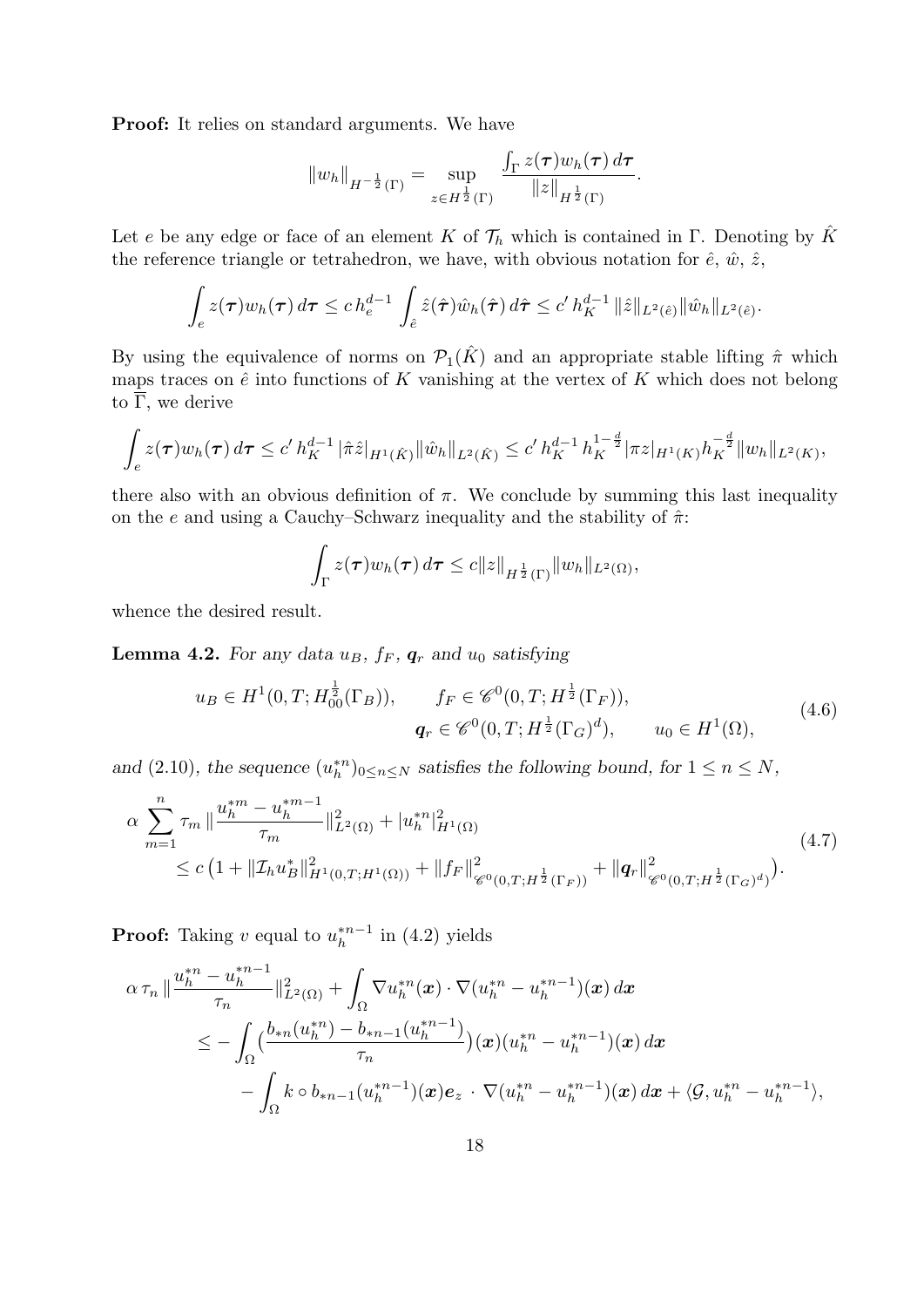**Proof:** It relies on standard arguments. We have

$$\|w_h\|_{H^{-\frac{1}{2}}(\Gamma)} = \sup_{z \in H^{\frac{1}{2}}(\Gamma)} \frac{\int_\Gamma z(\boldsymbol{\tau}) w_h(\boldsymbol{\tau})\, d\boldsymbol{\tau}}{\|z\|_{H^{\frac{1}{2}}(\Gamma)}}.$$

Let $e$ be any edge or face of an element $K$ of $\mathcal{T}_h$ which is contained in $\Gamma$. Denoting by $\hat{K}$ the reference triangle or tetrahedron, we have, with obvious notation for $\hat{e}$, $\hat{w}$, $\hat{z}$,

$$\int_e z(\boldsymbol{\tau}) w_h(\boldsymbol{\tau})\, d\boldsymbol{\tau} \leq c\, h_e^{d-1} \int_{\hat{e}} \hat{z}(\hat{\boldsymbol{\tau}}) \hat{w}_h(\hat{\boldsymbol{\tau}})\, d\hat{\boldsymbol{\tau}} \leq c'\, h_K^{d-1}\, \|\hat{z}\|_{L^2(\hat{e})} \|\hat{w}_h\|_{L^2(\hat{e})}.$$

By using the equivalence of norms on $\mathcal{P}_1(\hat{K})$ and an appropriate stable lifting $\hat{\pi}$ which maps traces on $\hat{e}$ into functions of $K$ vanishing at the vertex of $K$ which does not belong to $\overline{\Gamma}$, we derive

$$\int_e z(\boldsymbol{\tau}) w_h(\boldsymbol{\tau})\, d\boldsymbol{\tau} \leq c'\, h_K^{d-1}\, |\hat{\pi}\hat{z}|_{H^1(\hat{K})} \|\hat{w}_h\|_{L^2(\hat{K})} \leq c'\, h_K^{d-1}\, h_K^{1-\frac{d}{2}} |\pi z|_{H^1(K)} h_K^{-\frac{d}{2}} \|w_h\|_{L^2(K)},$$

there also with an obvious definition of $\pi$. We conclude by summing this last inequality on the $e$ and using a Cauchy–Schwarz inequality and the stability of $\hat{\pi}$:

$$\int_\Gamma z(\boldsymbol{\tau}) w_h(\boldsymbol{\tau})\, d\boldsymbol{\tau} \leq c \|z\|_{H^{\frac{1}{2}}(\Gamma)} \|w_h\|_{L^2(\Omega)},$$

whence the desired result.

**Lemma 4.2.** *For any data $u_B$, $f_F$, $\boldsymbol{q}_r$ and $u_0$ satisfying*

$$u_B \in H^1(0,T; H_{00}^{\frac{1}{2}}(\Gamma_B)), \qquad f_F \in \mathscr{C}^0(0,T; H^{\frac{1}{2}}(\Gamma_F)),$$
$$\boldsymbol{q}_r \in \mathscr{C}^0(0,T; H^{\frac{1}{2}}(\Gamma_G)^d), \qquad u_0 \in H^1(\Omega), \tag{4.6}$$

*and (2.10), the sequence $(u_h^{*n})_{0 \leq n \leq N}$ satisfies the following bound, for $1 \leq n \leq N$,*

$$\alpha \sum_{m=1}^n \tau_m \|\frac{u_h^{*m} - u_h^{*m-1}}{\tau_m}\|_{L^2(\Omega)}^2 + |u_h^{*n}|_{H^1(\Omega)}^2$$
$$\leq c\,\big(1 + \|\mathcal{I}_h u_B^*\|_{H^1(0,T;H^1(\Omega))}^2 + \|f_F\|_{\mathscr{C}^0(0,T;H^{\frac{1}{2}}(\Gamma_F))}^2 + \|\boldsymbol{q}_r\|_{\mathscr{C}^0(0,T;H^{\frac{1}{2}}(\Gamma_G)^d)}^2\big). \tag{4.7}$$

**Proof:** Taking $v$ equal to $u_h^{*n-1}$ in (4.2) yields

$$\alpha\, \tau_n \|\frac{u_h^{*n} - u_h^{*n-1}}{\tau_n}\|_{L^2(\Omega)}^2 + \int_\Omega \nabla u_h^{*n}(\boldsymbol{x}) \cdot \nabla(u_h^{*n} - u_h^{*n-1})(\boldsymbol{x})\, d\boldsymbol{x}$$
$$\leq -\int_\Omega \big(\frac{b_{*n}(u_h^{*n}) - b_{*n-1}(u_h^{*n-1})}{\tau_n}\big)(\boldsymbol{x})(u_h^{*n} - u_h^{*n-1})(\boldsymbol{x})\, d\boldsymbol{x}$$
$$- \int_\Omega k \circ b_{*n-1}(u_h^{*n-1})(\boldsymbol{x})\boldsymbol{e}_z \,\cdot\, \nabla(u_h^{*n} - u_h^{*n-1})(\boldsymbol{x})\, d\boldsymbol{x} + \langle \mathcal{G}, u_h^{*n} - u_h^{*n-1} \rangle,$$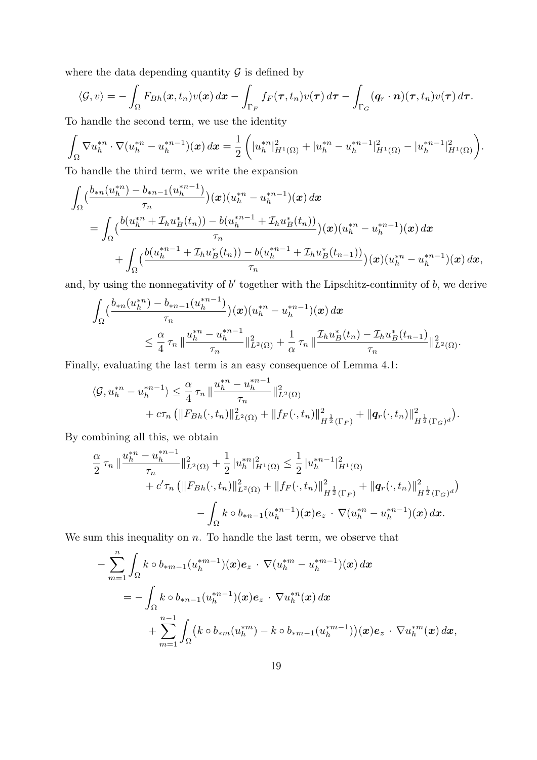where the data depending quantity $\mathcal{G}$ is defined by

$$\langle \mathcal{G}, v\rangle = -\int_\Omega F_{Bh}(\boldsymbol{x}, t_n) v(\boldsymbol{x})\, d\boldsymbol{x} - \int_{\Gamma_F} f_F(\boldsymbol{\tau}, t_n) v(\boldsymbol{\tau})\, d\boldsymbol{\tau} - \int_{\Gamma_G} (\boldsymbol{q}_r\cdot \boldsymbol{n})(\boldsymbol{\tau}, t_n) v(\boldsymbol{\tau})\, d\boldsymbol{\tau}.$$

To handle the second term, we use the identity

$$\int_\Omega \nabla u_h^{*n}\cdot \nabla (u_h^{*n} - u_h^{*n-1})(\boldsymbol{x})\, d\boldsymbol{x} = \frac{1}{2}\left( |u_h^{*n}|^2_{H^1(\Omega)} + |u_h^{*n} - u_h^{*n-1}|^2_{H^1(\Omega)} - |u_h^{*n-1}|^2_{H^1(\Omega)}\right).$$

To handle the third term, we write the expansion

$$\begin{aligned}
&\int_\Omega \big(\frac{b_{*n}(u_h^{*n}) - b_{*n-1}(u_h^{*n-1})}{\tau_n}\big)(\boldsymbol{x})(u_h^{*n} - u_h^{*n-1})(\boldsymbol{x})\, d\boldsymbol{x}\\
&\quad = \int_\Omega \big(\frac{b(u_h^{*n} + \mathcal{I}_h u_B^*(t_n)) - b(u_h^{*n-1} + \mathcal{I}_h u_B^*(t_n))}{\tau_n}\big)(\boldsymbol{x})(u_h^{*n} - u_h^{*n-1})(\boldsymbol{x})\, d\boldsymbol{x}\\
&\qquad + \int_\Omega \big(\frac{b(u_h^{*n-1} + \mathcal{I}_h u_B^*(t_n)) - b(u_h^{*n-1} + \mathcal{I}_h u_B^*(t_{n-1}))}{\tau_n}\big)(\boldsymbol{x})(u_h^{*n} - u_h^{*n-1})(\boldsymbol{x})\, d\boldsymbol{x},
\end{aligned}$$

and, by using the nonnegativity of $b'$ together with the Lipschitz-continuity of $b$, we derive

$$\begin{aligned}
&\int_\Omega \big(\frac{b_{*n}(u_h^{*n}) - b_{*n-1}(u_h^{*n-1})}{\tau_n}\big)(\boldsymbol{x})(u_h^{*n} - u_h^{*n-1})(\boldsymbol{x})\, d\boldsymbol{x}\\
&\qquad \le \frac{\alpha}{4}\,\tau_n\, \|\frac{u_h^{*n} - u_h^{*n-1}}{\tau_n}\|^2_{L^2(\Omega)} + \frac{1}{\alpha}\,\tau_n\, \|\frac{\mathcal{I}_h u_B^*(t_n) - \mathcal{I}_h u_B^*(t_{n-1})}{\tau_n}\|^2_{L^2(\Omega)}.
\end{aligned}$$

Finally, evaluating the last term is an easy consequence of Lemma 4.1:

$$\begin{aligned}
\langle \mathcal{G}, u_h^{*n} - u_h^{*n-1}\rangle &\le \frac{\alpha}{4}\,\tau_n\, \|\frac{u_h^{*n} - u_h^{*n-1}}{\tau_n}\|^2_{L^2(\Omega)}\\
&\quad + c\tau_n \big(\|F_{Bh}(\cdot, t_n)\|^2_{L^2(\Omega)} + \|f_F(\cdot, t_n)\|^2_{H^{\frac{1}{2}}(\Gamma_F)} + \|\boldsymbol{q}_r(\cdot, t_n)\|^2_{H^{\frac{1}{2}}(\Gamma_G)^d}\big).
\end{aligned}$$

By combining all this, we obtain

$$\begin{aligned}
\frac{\alpha}{2}\,\tau_n\, \|\frac{u_h^{*n} - u_h^{*n-1}}{\tau_n}\|^2_{L^2(\Omega)} + \frac{1}{2}\,|u_h^{*n}|^2_{H^1(\Omega)} &\le \frac{1}{2}\,|u_h^{*n-1}|^2_{H^1(\Omega)}\\
&\quad + c'\tau_n \big(\|F_{Bh}(\cdot, t_n)\|^2_{L^2(\Omega)} + \|f_F(\cdot, t_n)\|^2_{H^{\frac{1}{2}}(\Gamma_F)} + \|\boldsymbol{q}_r(\cdot, t_n)\|^2_{H^{\frac{1}{2}}(\Gamma_G)^d}\big)\\
&\qquad - \int_\Omega k\circ b_{*n-1}(u_h^{*n-1})(\boldsymbol{x})\boldsymbol{e}_z\,\cdot\, \nabla(u_h^{*n} - u_h^{*n-1})(\boldsymbol{x})\, d\boldsymbol{x}.
\end{aligned}$$

We sum this inequality on $n$. To handle the last term, we observe that

$$\begin{aligned}
&-\sum_{m=1}^n \int_\Omega k\circ b_{*m-1}(u_h^{*m-1})(\boldsymbol{x})\boldsymbol{e}_z\,\cdot\,\nabla(u_h^{*m} - u_h^{*m-1})(\boldsymbol{x})\, d\boldsymbol{x}\\
&\quad = -\int_\Omega k\circ b_{*n-1}(u_h^{*n-1})(\boldsymbol{x})\boldsymbol{e}_z\,\cdot\,\nabla u_h^{*n}(\boldsymbol{x})\, d\boldsymbol{x}\\
&\qquad + \sum_{m=1}^{n-1}\int_\Omega \big(k\circ b_{*m}(u_h^{*m}) - k\circ b_{*m-1}(u_h^{*m-1})\big)(\boldsymbol{x})\boldsymbol{e}_z\,\cdot\,\nabla u_h^{*m}(\boldsymbol{x})\, d\boldsymbol{x},
\end{aligned}$$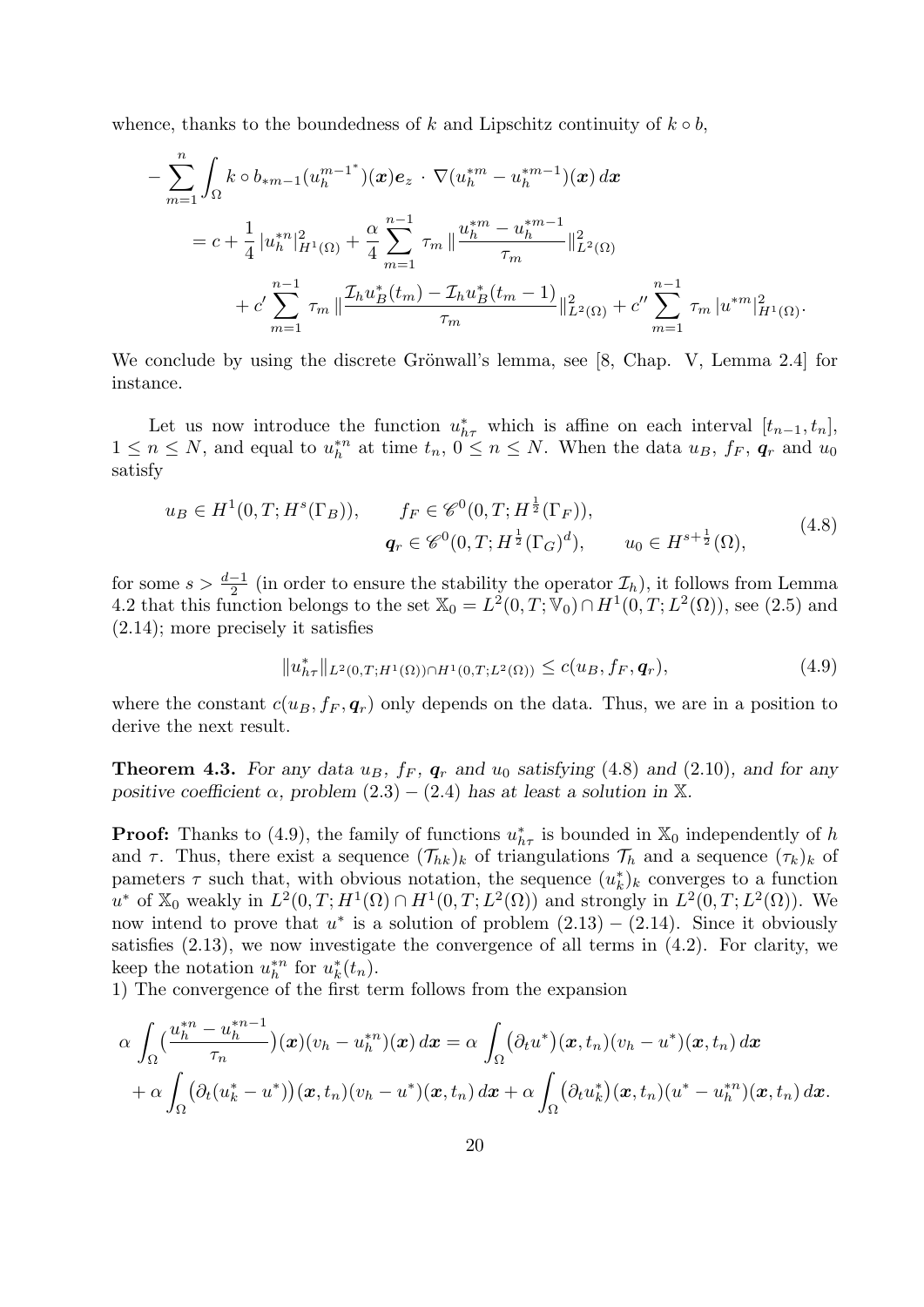whence, thanks to the boundedness of $k$ and Lipschitz continuity of $k \circ b$,

$$
\begin{aligned}
&- \sum_{m=1}^{n} \int_\Omega k \circ b_{*m-1}(u_h^{m-1^*})(\boldsymbol{x}) \boldsymbol{e}_z \cdot \nabla (u_h^{*m} - u_h^{*m-1})(\boldsymbol{x})\, d\boldsymbol{x} \\
&= c + \frac{1}{4} |u_h^{*n}|^2_{H^1(\Omega)} + \frac{\alpha}{4} \sum_{m=1}^{n-1} \tau_m \| \frac{u_h^{*m} - u_h^{*m-1}}{\tau_m} \|^2_{L^2(\Omega)} \\
&\quad + c' \sum_{m=1}^{n-1} \tau_m \| \frac{\mathcal{I}_h u_B^*(t_m) - \mathcal{I}_h u_B^*(t_m - 1)}{\tau_m} \|^2_{L^2(\Omega)} + c'' \sum_{m=1}^{n-1} \tau_m |u^{*m}|^2_{H^1(\Omega)}.
\end{aligned}
$$

We conclude by using the discrete Grönwall's lemma, see [8, Chap. V, Lemma 2.4] for instance.

Let us now introduce the function $u_{h\tau}^*$ which is affine on each interval $[t_{n-1}, t_n]$, $1 \le n \le N$, and equal to $u_h^{*n}$ at time $t_n$, $0 \le n \le N$. When the data $u_B$, $f_F$, $\boldsymbol{q}_r$ and $u_0$ satisfy

$$
\begin{aligned}
u_B \in H^1(0,T; H^s(\Gamma_B)), \qquad & f_F \in \mathscr{C}^0(0,T; H^{\frac{1}{2}}(\Gamma_F)), \\
& \boldsymbol{q}_r \in \mathscr{C}^0(0,T; H^{\frac{1}{2}}(\Gamma_G)^d), \qquad u_0 \in H^{s+\frac{1}{2}}(\Omega),
\end{aligned}
\tag{4.8}
$$

for some $s > \frac{d-1}{2}$ (in order to ensure the stability the operator $\mathcal{I}_h$), it follows from Lemma 4.2 that this function belongs to the set $\mathbb{X}_0 = L^2(0,T; \mathbb{V}_0) \cap H^1(0,T; L^2(\Omega))$, see (2.5) and (2.14); more precisely it satisfies

$$
\|u_{h\tau}^*\|_{L^2(0,T;H^1(\Omega)) \cap H^1(0,T;L^2(\Omega))} \le c(u_B, f_F, \boldsymbol{q}_r),
\tag{4.9}
$$

where the constant $c(u_B, f_F, \boldsymbol{q}_r)$ only depends on the data. Thus, we are in a position to derive the next result.

**Theorem 4.3.** *For any data $u_B$, $f_F$, $\boldsymbol{q}_r$ and $u_0$ satisfying (4.8) and (2.10), and for any positive coefficient $\alpha$, problem (2.3) – (2.4) has at least a solution in $\mathbb{X}$.*

**Proof:** Thanks to (4.9), the family of functions $u_{h\tau}^*$ is bounded in $\mathbb{X}_0$ independently of $h$ and $\tau$. Thus, there exist a sequence $(\mathcal{T}_{hk})_k$ of triangulations $\mathcal{T}_h$ and a sequence $(\tau_k)_k$ of pameters $\tau$ such that, with obvious notation, the sequence $(u_k^*)_k$ converges to a function $u^*$ of $\mathbb{X}_0$ weakly in $L^2(0,T; H^1(\Omega) \cap H^1(0,T; L^2(\Omega))$ and strongly in $L^2(0,T; L^2(\Omega))$. We now intend to prove that $u^*$ is a solution of problem (2.13) – (2.14). Since it obviously satisfies (2.13), we now investigate the convergence of all terms in (4.2). For clarity, we keep the notation $u_h^{*n}$ for $u_k^*(t_n)$.

1) The convergence of the first term follows from the expansion

$$
\begin{aligned}
&\alpha \int_\Omega \big( \frac{u_h^{*n} - u_h^{*n-1}}{\tau_n} \big)(\boldsymbol{x})(v_h - u_h^{*n})(\boldsymbol{x})\, d\boldsymbol{x} = \alpha \int_\Omega \big(\partial_t u^*\big)(\boldsymbol{x}, t_n)(v_h - u^*)(\boldsymbol{x}, t_n)\, d\boldsymbol{x} \\
&+ \alpha \int_\Omega \big(\partial_t (u_k^* - u^*)\big)(\boldsymbol{x}, t_n)(v_h - u^*)(\boldsymbol{x}, t_n)\, d\boldsymbol{x} + \alpha \int_\Omega \big(\partial_t u_k^*\big)(\boldsymbol{x}, t_n)(u^* - u_h^{*n})(\boldsymbol{x}, t_n)\, d\boldsymbol{x}.
\end{aligned}
$$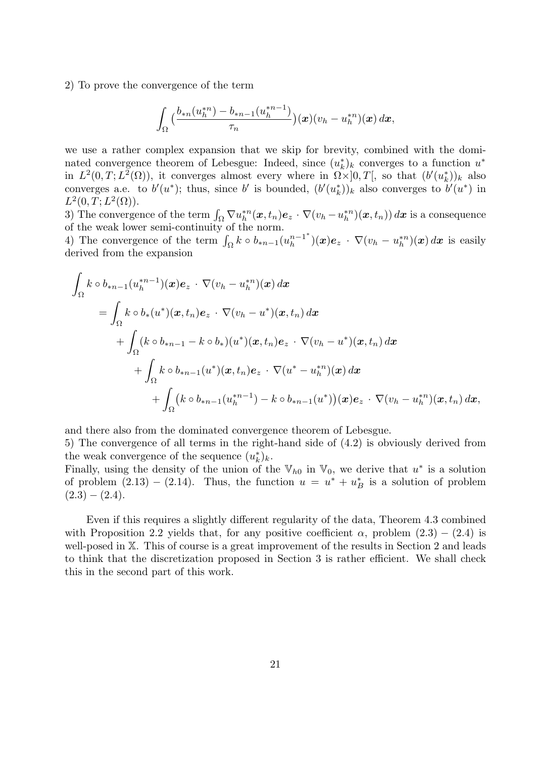2) To prove the convergence of the term

$$\int_\Omega \big(\frac{b_{*n}(u_h^{*n}) - b_{*n-1}(u_h^{*n-1})}{\tau_n}\big)(\boldsymbol{x})(v_h - u_h^{*n})(\boldsymbol{x})\,d\boldsymbol{x},$$

we use a rather complex expansion that we skip for brevity, combined with the dominated convergence theorem of Lebesgue: Indeed, since $(u_k^*)_k$ converges to a function $u^*$ in $L^2(0,T;L^2(\Omega))$, it converges almost every where in $\Omega\times]0,T[$, so that $(b'(u_k^*))_k$ also converges a.e. to $b'(u^*)$; thus, since $b'$ is bounded, $(b'(u_k^*))_k$ also converges to $b'(u^*)$ in $L^2(0,T;L^2(\Omega))$.
3) The convergence of the term $\int_\Omega \nabla u_h^{*n}(\boldsymbol{x},t_n)\boldsymbol{e}_z \cdot \nabla(v_h - u_h^{*n})(\boldsymbol{x},t_n))\,d\boldsymbol{x}$ is a consequence of the weak lower semi-continuity of the norm.
4) The convergence of the term $\int_\Omega k \circ b_{*n-1}(u_h^{n-1^*})(\boldsymbol{x})\boldsymbol{e}_z \cdot \nabla(v_h - u_h^{*n})(\boldsymbol{x})\,d\boldsymbol{x}$ is easily derived from the expansion

$$\begin{aligned}
\int_\Omega & k \circ b_{*n-1}(u_h^{*n-1})(\boldsymbol{x})\boldsymbol{e}_z \cdot \nabla(v_h - u_h^{*n})(\boldsymbol{x})\,d\boldsymbol{x} \\
&= \int_\Omega k \circ b_*(u^*)(\boldsymbol{x},t_n)\boldsymbol{e}_z \cdot \nabla(v_h - u^*)(\boldsymbol{x},t_n)\,d\boldsymbol{x} \\
&\quad + \int_\Omega (k \circ b_{*n-1} - k \circ b_*)(u^*)(\boldsymbol{x},t_n)\boldsymbol{e}_z \cdot \nabla(v_h - u^*)(\boldsymbol{x},t_n)\,d\boldsymbol{x} \\
&\qquad + \int_\Omega k \circ b_{*n-1}(u^*)(\boldsymbol{x},t_n)\boldsymbol{e}_z \cdot \nabla(u^* - u_h^{*n})(\boldsymbol{x})\,d\boldsymbol{x} \\
&\qquad\quad + \int_\Omega \big(k \circ b_{*n-1}(u_h^{*n-1}) - k \circ b_{*n-1}(u^*)\big)(\boldsymbol{x})\boldsymbol{e}_z \cdot \nabla(v_h - u_h^{*n})(\boldsymbol{x},t_n)\,d\boldsymbol{x},
\end{aligned}$$

and there also from the dominated convergence theorem of Lebesgue.
5) The convergence of all terms in the right-hand side of (4.2) is obviously derived from the weak convergence of the sequence $(u_k^*)_k$.
Finally, using the density of the union of the $\mathbb{V}_{h0}$ in $\mathbb{V}_0$, we derive that $u^*$ is a solution of problem (2.13) – (2.14). Thus, the function $u = u^* + u_B^*$ is a solution of problem (2.3) – (2.4).

Even if this requires a slightly different regularity of the data, Theorem 4.3 combined with Proposition 2.2 yields that, for any positive coefficient $\alpha$, problem (2.3) – (2.4) is well-posed in $\mathbb{X}$. This of course is a great improvement of the results in Section 2 and leads to think that the discretization proposed in Section 3 is rather efficient. We shall check this in the second part of this work.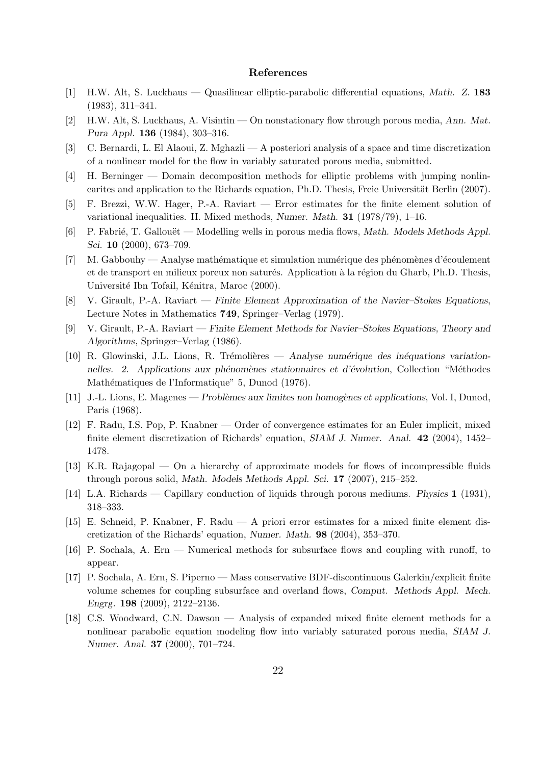## References

[1] H.W. Alt, S. Luckhaus — Quasilinear elliptic-parabolic differential equations, *Math. Z.* **183** (1983), 311–341.

[2] H.W. Alt, S. Luckhaus, A. Visintin — On nonstationary flow through porous media, *Ann. Mat. Pura Appl.* **136** (1984), 303–316.

[3] C. Bernardi, L. El Alaoui, Z. Mghazli — A posteriori analysis of a space and time discretization of a nonlinear model for the flow in variably saturated porous media, submitted.

[4] H. Berninger — Domain decomposition methods for elliptic problems with jumping nonlinearites and application to the Richards equation, Ph.D. Thesis, Freie Universität Berlin (2007).

[5] F. Brezzi, W.W. Hager, P.-A. Raviart — Error estimates for the finite element solution of variational inequalities. II. Mixed methods, *Numer. Math.* **31** (1978/79), 1–16.

[6] P. Fabrié, T. Gallouët — Modelling wells in porous media flows, *Math. Models Methods Appl. Sci.* **10** (2000), 673–709.

[7] M. Gabbouhy — Analyse mathématique et simulation numérique des phénomènes d'écoulement et de transport en milieux poreux non saturés. Application à la région du Gharb, Ph.D. Thesis, Université Ibn Tofail, Kénitra, Maroc (2000).

[8] V. Girault, P.-A. Raviart — *Finite Element Approximation of the Navier–Stokes Equations*, Lecture Notes in Mathematics **749**, Springer–Verlag (1979).

[9] V. Girault, P.-A. Raviart — *Finite Element Methods for Navier–Stokes Equations, Theory and Algorithms*, Springer–Verlag (1986).

[10] R. Glowinski, J.L. Lions, R. Trémolières — *Analyse numérique des inéquations variationnelles. 2. Applications aux phénomènes stationnaires et d'évolution*, Collection "Méthodes Mathématiques de l'Informatique" 5, Dunod (1976).

[11] J.-L. Lions, E. Magenes — *Problèmes aux limites non homogènes et applications*, Vol. I, Dunod, Paris (1968).

[12] F. Radu, I.S. Pop, P. Knabner — Order of convergence estimates for an Euler implicit, mixed finite element discretization of Richards' equation, *SIAM J. Numer. Anal.* **42** (2004), 1452–1478.

[13] K.R. Rajagopal — On a hierarchy of approximate models for flows of incompressible fluids through porous solid, *Math. Models Methods Appl. Sci.* **17** (2007), 215–252.

[14] L.A. Richards — Capillary conduction of liquids through porous mediums. *Physics* **1** (1931), 318–333.

[15] E. Schneid, P. Knabner, F. Radu — A priori error estimates for a mixed finite element discretization of the Richards' equation, *Numer. Math.* **98** (2004), 353–370.

[16] P. Sochala, A. Ern — Numerical methods for subsurface flows and coupling with runoff, to appear.

[17] P. Sochala, A. Ern, S. Piperno — Mass conservative BDF-discontinuous Galerkin/explicit finite volume schemes for coupling subsurface and overland flows, *Comput. Methods Appl. Mech. Engrg.* **198** (2009), 2122–2136.

[18] C.S. Woodward, C.N. Dawson — Analysis of expanded mixed finite element methods for a nonlinear parabolic equation modeling flow into variably saturated porous media, *SIAM J. Numer. Anal.* **37** (2000), 701–724.